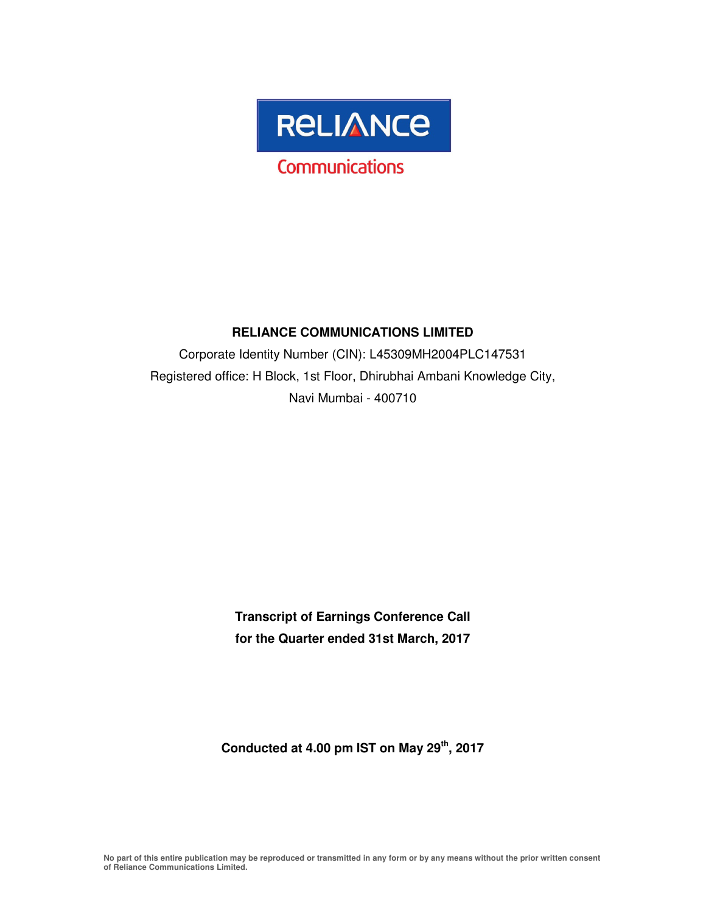RELIANCE

Communications

**RELIANCE COMMUNICATIONS LIMITED**

Corporate Identity Number (CIN): L45309MH2004PLC147531

Registered office: H Block, 1st Floor, Dhirubhai Ambani Knowledge City,

Navi Mumbai - 400710

**Transcript of Earnings Conference Call**

**for the Quarter ended 31st March, 2017**

**Conducted at 4.00 pm IST on May 29th, 2017**

**No part of this entire publication may be reproduced or transmitted in any form or by any means without the prior written consent of Reliance Communications Limited.**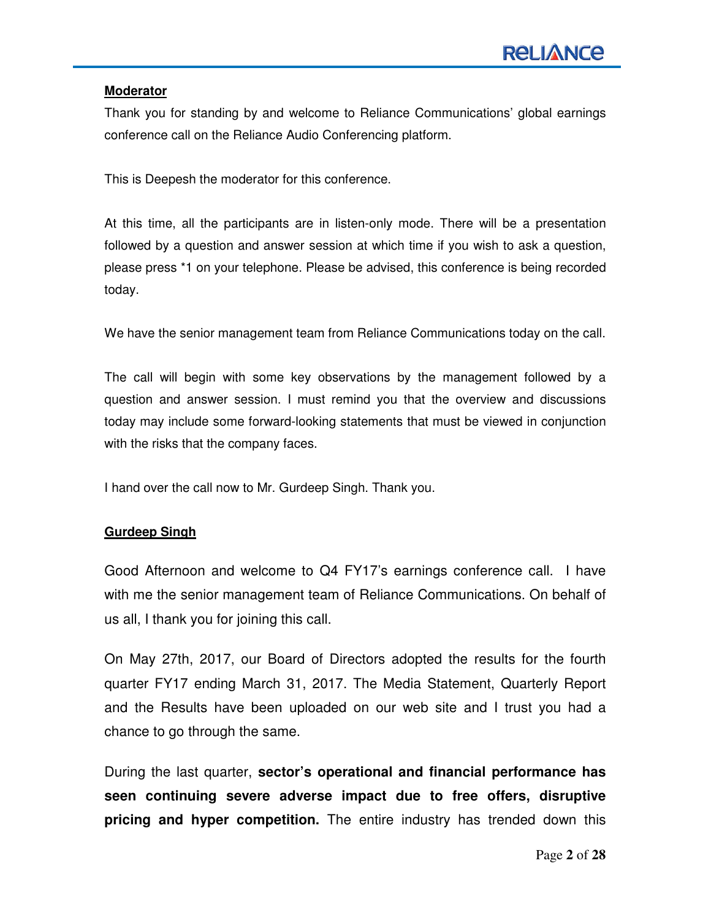**Moderator**

Thank you for standing by and welcome to Reliance Communications' global earnings conference call on the Reliance Audio Conferencing platform.

This is Deepesh the moderator for this conference.

At this time, all the participants are in listen-only mode. There will be a presentation followed by a question and answer session at which time if you wish to ask a question, please press *1 on your telephone. Please be advised, this conference is being recorded today.

We have the senior management team from Reliance Communications today on the call.

The call will begin with some key observations by the management followed by a question and answer session. I must remind you that the overview and discussions today may include some forward-looking statements that must be viewed in conjunction with the risks that the company faces.

I hand over the call now to Mr. Gurdeep Singh. Thank you.

**Gurdeep Singh**

Good Afternoon and welcome to Q4 FY17's earnings conference call. I have with me the senior management team of Reliance Communications. On behalf of us all, I thank you for joining this call.

On May 27th, 2017, our Board of Directors adopted the results for the fourth quarter FY17 ending March 31, 2017. The Media Statement, Quarterly Report and the Results have been uploaded on our web site and I trust you had a chance to go through the same.

During the last quarter, **sector's operational and financial performance has seen continuing severe adverse impact due to free offers, disruptive pricing and hyper competition.** The entire industry has trended down this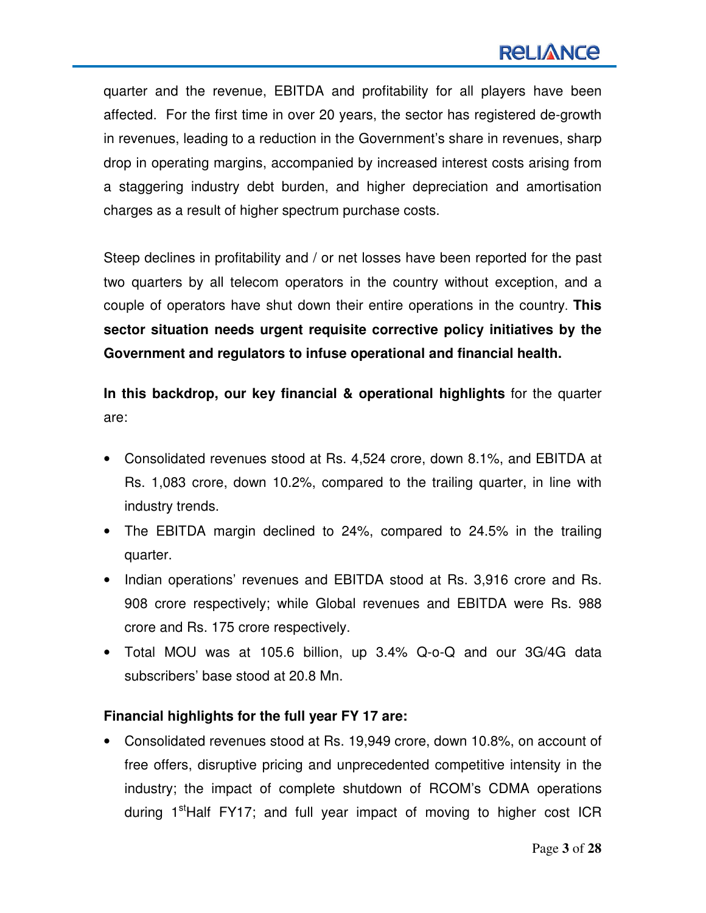quarter and the revenue, EBITDA and profitability for all players have been affected. For the first time in over 20 years, the sector has registered de-growth in revenues, leading to a reduction in the Government's share in revenues, sharp drop in operating margins, accompanied by increased interest costs arising from a staggering industry debt burden, and higher depreciation and amortisation charges as a result of higher spectrum purchase costs.

Steep declines in profitability and / or net losses have been reported for the past two quarters by all telecom operators in the country without exception, and a couple of operators have shut down their entire operations in the country. **This sector situation needs urgent requisite corrective policy initiatives by the Government and regulators to infuse operational and financial health.**

**In this backdrop, our key financial & operational highlights** for the quarter are:

- Consolidated revenues stood at Rs. 4,524 crore, down 8.1%, and EBITDA at Rs. 1,083 crore, down 10.2%, compared to the trailing quarter, in line with industry trends.
- The EBITDA margin declined to 24%, compared to 24.5% in the trailing quarter.
- Indian operations' revenues and EBITDA stood at Rs. 3,916 crore and Rs. 908 crore respectively; while Global revenues and EBITDA were Rs. 988 crore and Rs. 175 crore respectively.
- Total MOU was at 105.6 billion, up 3.4% Q-o-Q and our 3G/4G data subscribers' base stood at 20.8 Mn.

**Financial highlights for the full year FY 17 are:**

- Consolidated revenues stood at Rs. 19,949 crore, down 10.8%, on account of free offers, disruptive pricing and unprecedented competitive intensity in the industry; the impact of complete shutdown of RCOM's CDMA operations during 1st Half FY17; and full year impact of moving to higher cost ICR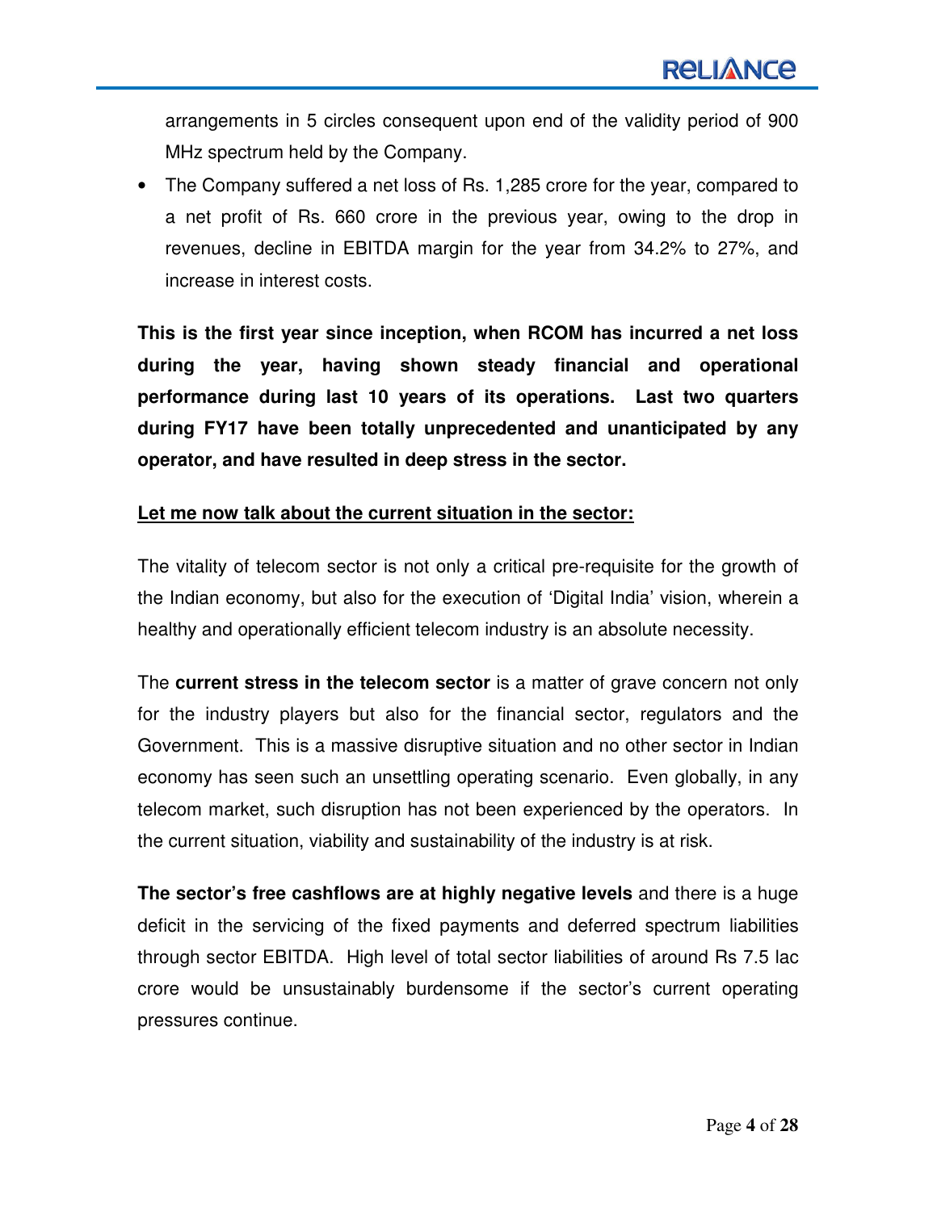arrangements in 5 circles consequent upon end of the validity period of 900 MHz spectrum held by the Company.

- The Company suffered a net loss of Rs. 1,285 crore for the year, compared to a net profit of Rs. 660 crore in the previous year, owing to the drop in revenues, decline in EBITDA margin for the year from 34.2% to 27%, and increase in interest costs.

**This is the first year since inception, when RCOM has incurred a net loss during the year, having shown steady financial and operational performance during last 10 years of its operations. Last two quarters during FY17 have been totally unprecedented and unanticipated by any operator, and have resulted in deep stress in the sector.**

**Let me now talk about the current situation in the sector:**

The vitality of telecom sector is not only a critical pre-requisite for the growth of the Indian economy, but also for the execution of 'Digital India' vision, wherein a healthy and operationally efficient telecom industry is an absolute necessity.

The **current stress in the telecom sector** is a matter of grave concern not only for the industry players but also for the financial sector, regulators and the Government. This is a massive disruptive situation and no other sector in Indian economy has seen such an unsettling operating scenario. Even globally, in any telecom market, such disruption has not been experienced by the operators. In the current situation, viability and sustainability of the industry is at risk.

**The sector's free cashflows are at highly negative levels** and there is a huge deficit in the servicing of the fixed payments and deferred spectrum liabilities through sector EBITDA. High level of total sector liabilities of around Rs 7.5 lac crore would be unsustainably burdensome if the sector's current operating pressures continue.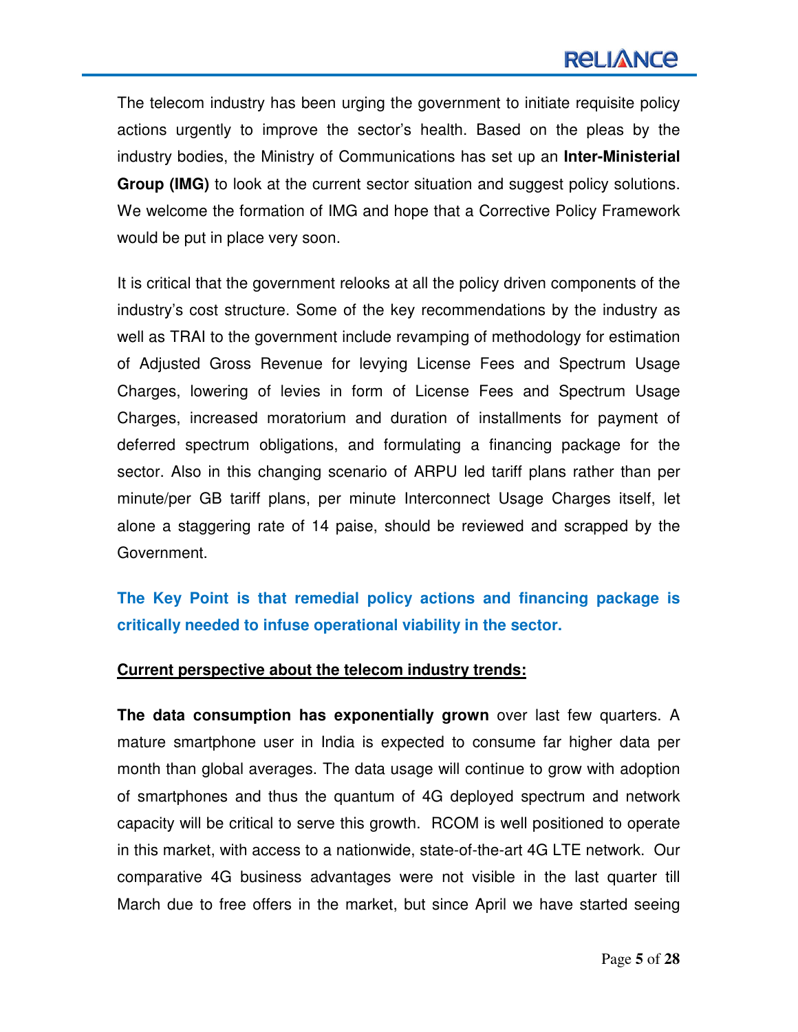The telecom industry has been urging the government to initiate requisite policy actions urgently to improve the sector's health. Based on the pleas by the industry bodies, the Ministry of Communications has set up an **Inter-Ministerial Group (IMG)** to look at the current sector situation and suggest policy solutions. We welcome the formation of IMG and hope that a Corrective Policy Framework would be put in place very soon.

It is critical that the government relooks at all the policy driven components of the industry's cost structure. Some of the key recommendations by the industry as well as TRAI to the government include revamping of methodology for estimation of Adjusted Gross Revenue for levying License Fees and Spectrum Usage Charges, lowering of levies in form of License Fees and Spectrum Usage Charges, increased moratorium and duration of installments for payment of deferred spectrum obligations, and formulating a financing package for the sector. Also in this changing scenario of ARPU led tariff plans rather than per minute/per GB tariff plans, per minute Interconnect Usage Charges itself, let alone a staggering rate of 14 paise, should be reviewed and scrapped by the Government.

**The Key Point is that remedial policy actions and financing package is critically needed to infuse operational viability in the sector.**

**Current perspective about the telecom industry trends:**

**The data consumption has exponentially grown** over last few quarters. A mature smartphone user in India is expected to consume far higher data per month than global averages. The data usage will continue to grow with adoption of smartphones and thus the quantum of 4G deployed spectrum and network capacity will be critical to serve this growth. RCOM is well positioned to operate in this market, with access to a nationwide, state-of-the-art 4G LTE network. Our comparative 4G business advantages were not visible in the last quarter till March due to free offers in the market, but since April we have started seeing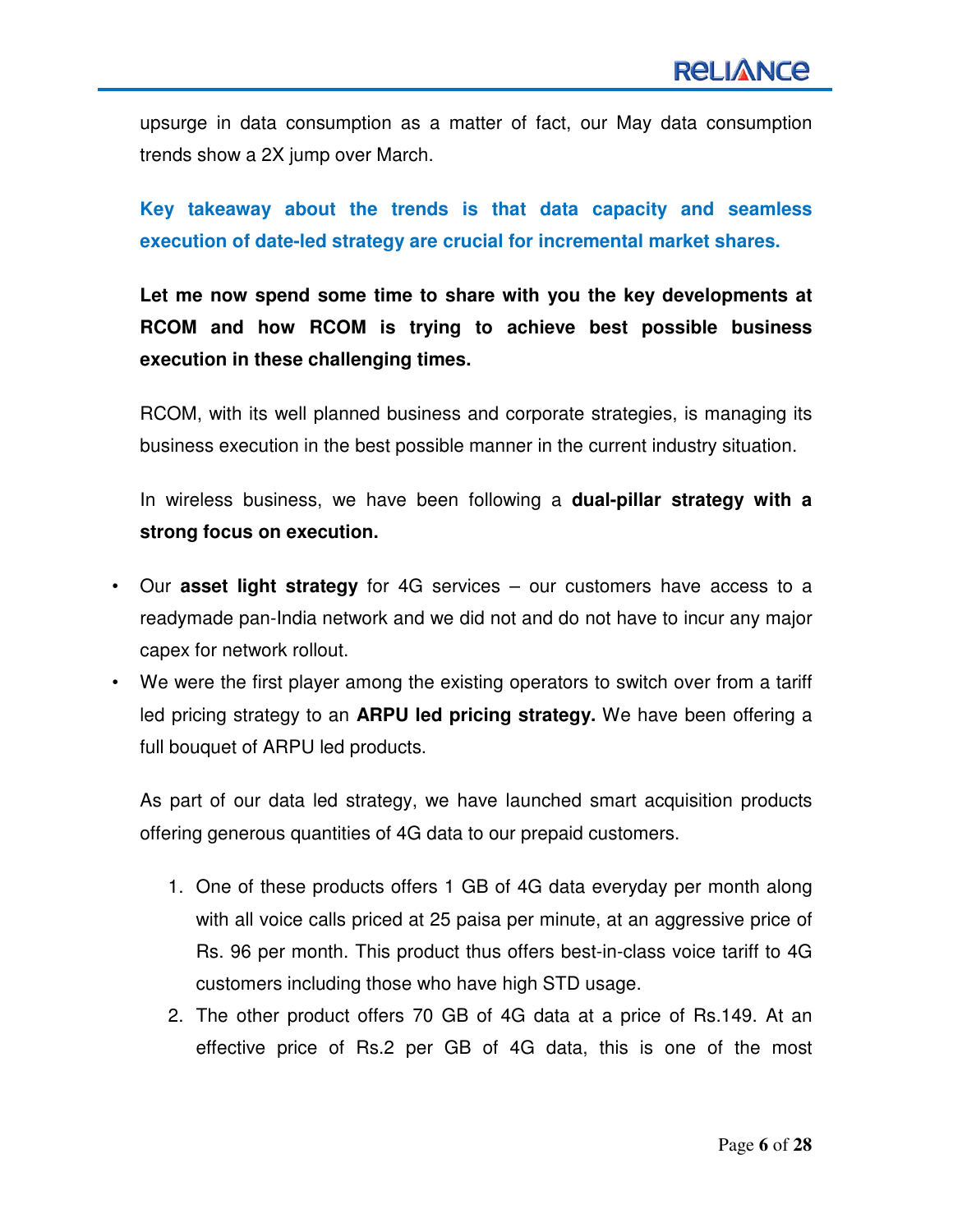upsurge in data consumption as a matter of fact, our May data consumption trends show a 2X jump over March.

**Key takeaway about the trends is that data capacity and seamless execution of date-led strategy are crucial for incremental market shares.**

**Let me now spend some time to share with you the key developments at RCOM and how RCOM is trying to achieve best possible business execution in these challenging times.**

RCOM, with its well planned business and corporate strategies, is managing its business execution in the best possible manner in the current industry situation.

In wireless business, we have been following a **dual-pillar strategy with a strong focus on execution.**

- Our **asset light strategy** for 4G services – our customers have access to a readymade pan-India network and we did not and do not have to incur any major capex for network rollout.
- We were the first player among the existing operators to switch over from a tariff led pricing strategy to an **ARPU led pricing strategy.** We have been offering a full bouquet of ARPU led products.

As part of our data led strategy, we have launched smart acquisition products offering generous quantities of 4G data to our prepaid customers.

1. One of these products offers 1 GB of 4G data everyday per month along with all voice calls priced at 25 paisa per minute, at an aggressive price of Rs. 96 per month. This product thus offers best-in-class voice tariff to 4G customers including those who have high STD usage.
2. The other product offers 70 GB of 4G data at a price of Rs.149. At an effective price of Rs.2 per GB of 4G data, this is one of the most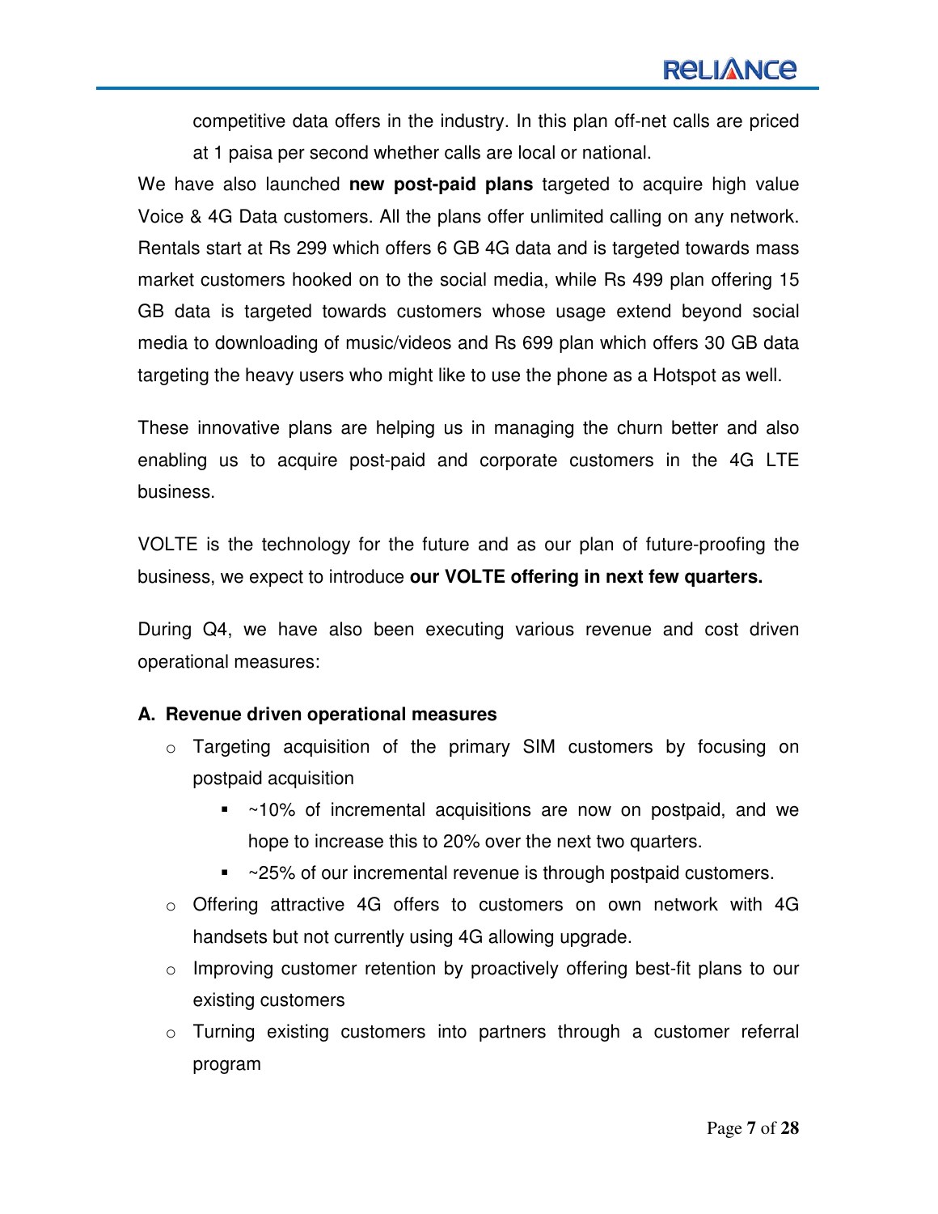competitive data offers in the industry. In this plan off-net calls are priced at 1 paisa per second whether calls are local or national.

We have also launched **new post-paid plans** targeted to acquire high value Voice & 4G Data customers. All the plans offer unlimited calling on any network. Rentals start at Rs 299 which offers 6 GB 4G data and is targeted towards mass market customers hooked on to the social media, while Rs 499 plan offering 15 GB data is targeted towards customers whose usage extend beyond social media to downloading of music/videos and Rs 699 plan which offers 30 GB data targeting the heavy users who might like to use the phone as a Hotspot as well.

These innovative plans are helping us in managing the churn better and also enabling us to acquire post-paid and corporate customers in the 4G LTE business.

VOLTE is the technology for the future and as our plan of future-proofing the business, we expect to introduce **our VOLTE offering in next few quarters.**

During Q4, we have also been executing various revenue and cost driven operational measures:

**A. Revenue driven operational measures**

- Targeting acquisition of the primary SIM customers by focusing on postpaid acquisition
  - ~10% of incremental acquisitions are now on postpaid, and we hope to increase this to 20% over the next two quarters.
  - ~25% of our incremental revenue is through postpaid customers.
- Offering attractive 4G offers to customers on own network with 4G handsets but not currently using 4G allowing upgrade.
- Improving customer retention by proactively offering best-fit plans to our existing customers
- Turning existing customers into partners through a customer referral program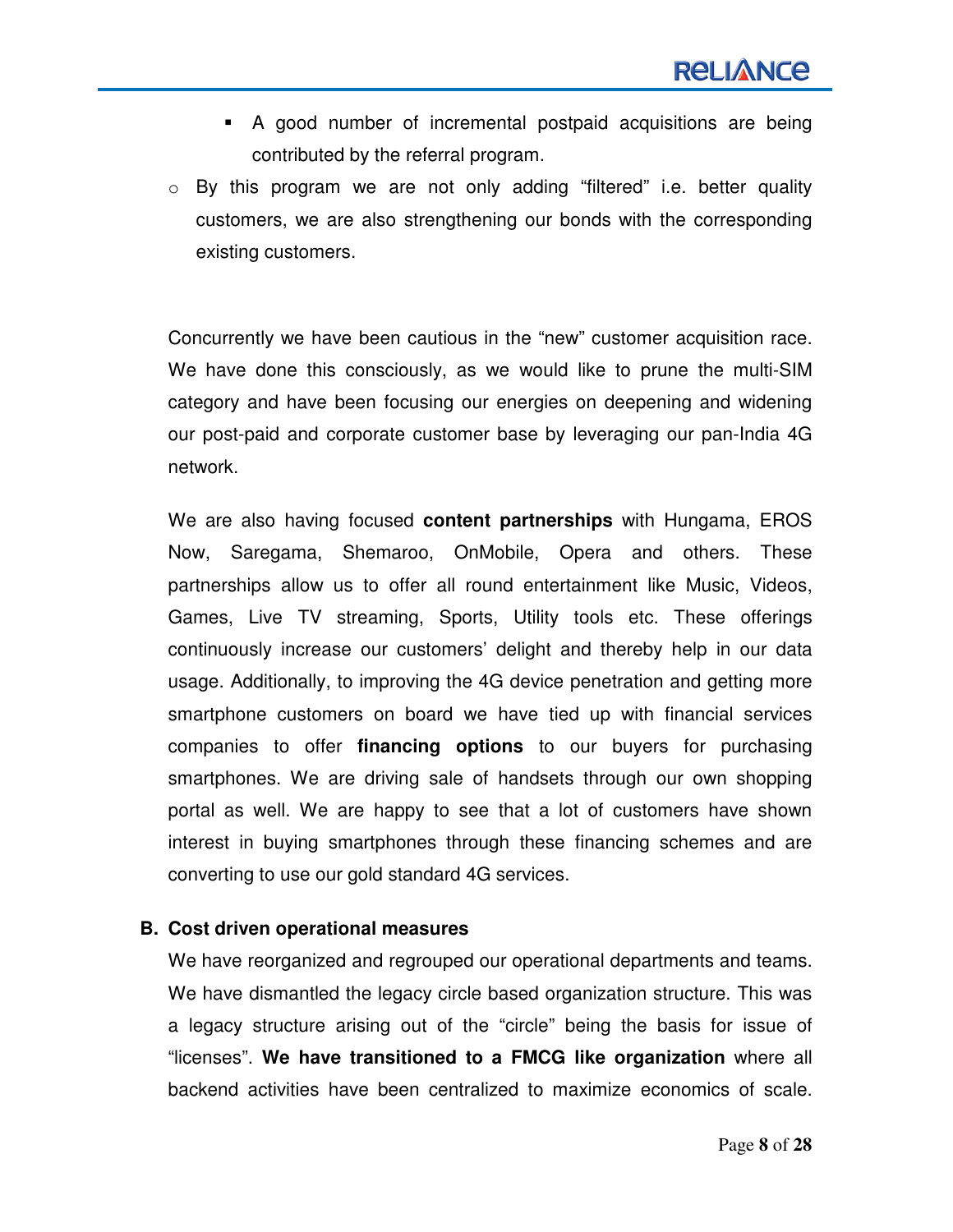- A good number of incremental postpaid acquisitions are being contributed by the referral program.
  - By this program we are not only adding "filtered" i.e. better quality customers, we are also strengthening our bonds with the corresponding existing customers.

Concurrently we have been cautious in the "new" customer acquisition race. We have done this consciously, as we would like to prune the multi-SIM category and have been focusing our energies on deepening and widening our post-paid and corporate customer base by leveraging our pan-India 4G network.

We are also having focused **content partnerships** with Hungama, EROS Now, Saregama, Shemaroo, OnMobile, Opera and others. These partnerships allow us to offer all round entertainment like Music, Videos, Games, Live TV streaming, Sports, Utility tools etc. These offerings continuously increase our customers' delight and thereby help in our data usage. Additionally, to improving the 4G device penetration and getting more smartphone customers on board we have tied up with financial services companies to offer **financing options** to our buyers for purchasing smartphones. We are driving sale of handsets through our own shopping portal as well. We are happy to see that a lot of customers have shown interest in buying smartphones through these financing schemes and are converting to use our gold standard 4G services.

**B. Cost driven operational measures**

We have reorganized and regrouped our operational departments and teams. We have dismantled the legacy circle based organization structure. This was a legacy structure arising out of the "circle" being the basis for issue of "licenses". **We have transitioned to a FMCG like organization** where all backend activities have been centralized to maximize economics of scale.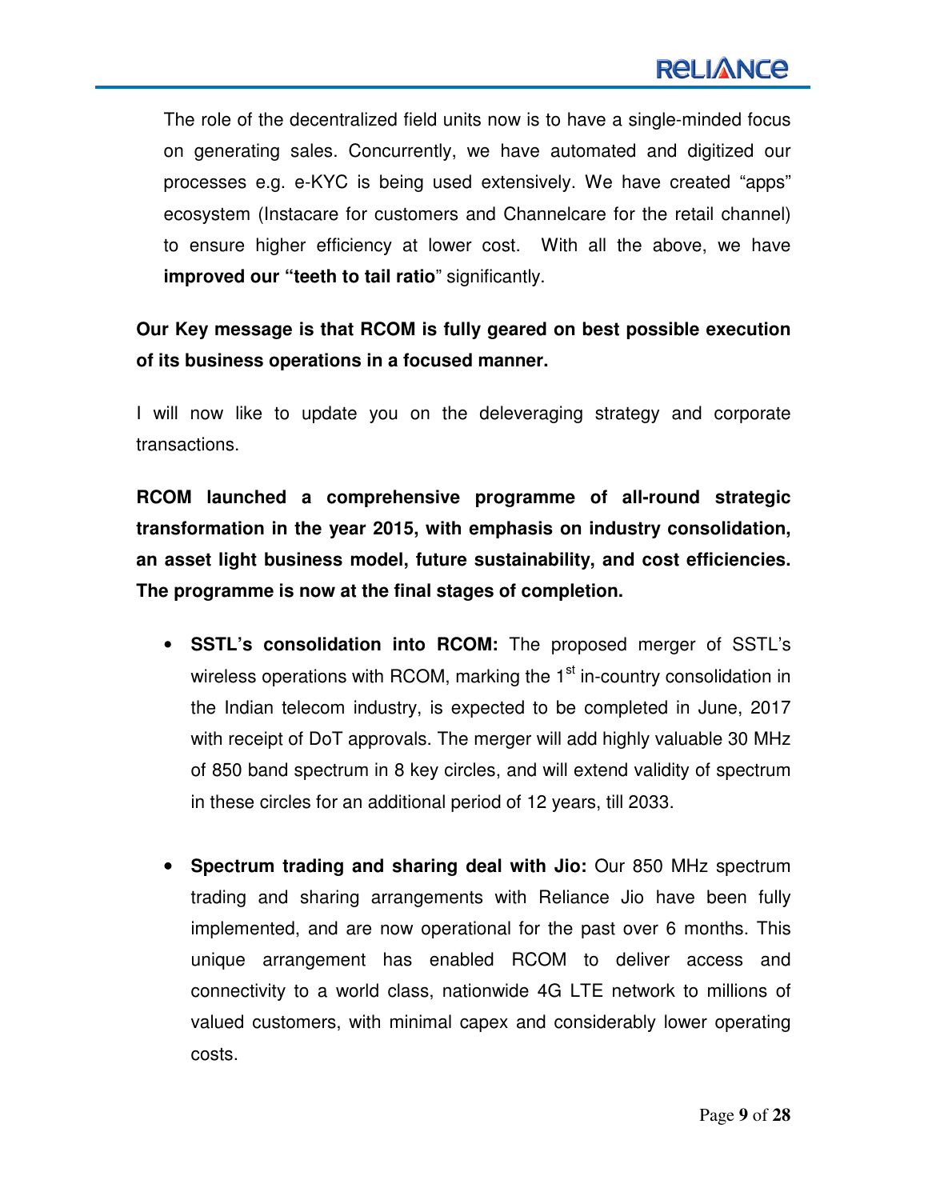The role of the decentralized field units now is to have a single-minded focus on generating sales. Concurrently, we have automated and digitized our processes e.g. e-KYC is being used extensively. We have created "apps" ecosystem (Instacare for customers and Channelcare for the retail channel) to ensure higher efficiency at lower cost. With all the above, we have **improved our "teeth to tail ratio**" significantly.

**Our Key message is that RCOM is fully geared on best possible execution of its business operations in a focused manner.**

I will now like to update you on the deleveraging strategy and corporate transactions.

**RCOM launched a comprehensive programme of all-round strategic transformation in the year 2015, with emphasis on industry consolidation, an asset light business model, future sustainability, and cost efficiencies. The programme is now at the final stages of completion.**

- **SSTL's consolidation into RCOM:** The proposed merger of SSTL's wireless operations with RCOM, marking the 1st in-country consolidation in the Indian telecom industry, is expected to be completed in June, 2017 with receipt of DoT approvals. The merger will add highly valuable 30 MHz of 850 band spectrum in 8 key circles, and will extend validity of spectrum in these circles for an additional period of 12 years, till 2033.

- **Spectrum trading and sharing deal with Jio:** Our 850 MHz spectrum trading and sharing arrangements with Reliance Jio have been fully implemented, and are now operational for the past over 6 months. This unique arrangement has enabled RCOM to deliver access and connectivity to a world class, nationwide 4G LTE network to millions of valued customers, with minimal capex and considerably lower operating costs.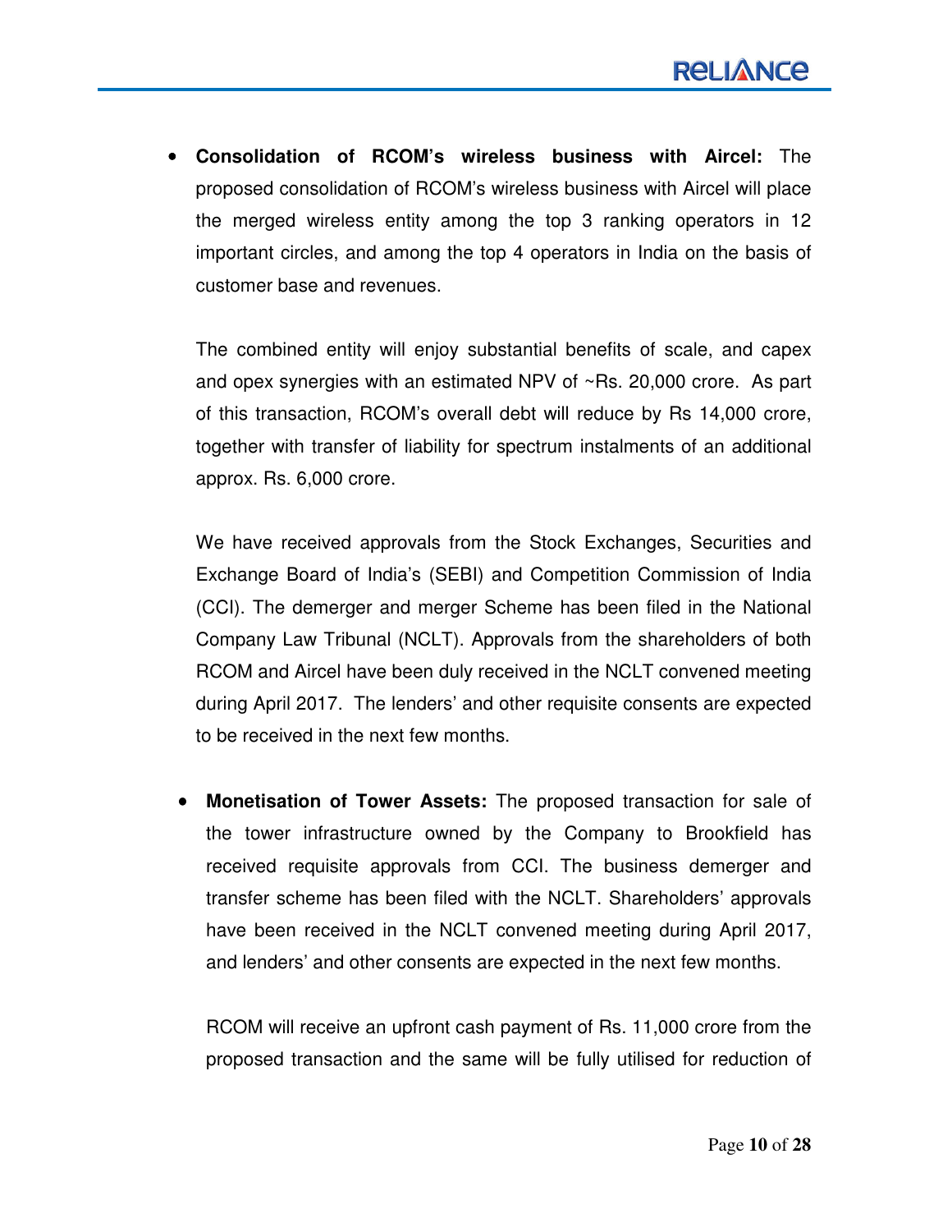- **Consolidation of RCOM's wireless business with Aircel:** The proposed consolidation of RCOM's wireless business with Aircel will place the merged wireless entity among the top 3 ranking operators in 12 important circles, and among the top 4 operators in India on the basis of customer base and revenues.

  The combined entity will enjoy substantial benefits of scale, and capex and opex synergies with an estimated NPV of ~Rs. 20,000 crore. As part of this transaction, RCOM's overall debt will reduce by Rs 14,000 crore, together with transfer of liability for spectrum instalments of an additional approx. Rs. 6,000 crore.

  We have received approvals from the Stock Exchanges, Securities and Exchange Board of India's (SEBI) and Competition Commission of India (CCI). The demerger and merger Scheme has been filed in the National Company Law Tribunal (NCLT). Approvals from the shareholders of both RCOM and Aircel have been duly received in the NCLT convened meeting during April 2017. The lenders' and other requisite consents are expected to be received in the next few months.

- **Monetisation of Tower Assets:** The proposed transaction for sale of the tower infrastructure owned by the Company to Brookfield has received requisite approvals from CCI. The business demerger and transfer scheme has been filed with the NCLT. Shareholders' approvals have been received in the NCLT convened meeting during April 2017, and lenders' and other consents are expected in the next few months.

  RCOM will receive an upfront cash payment of Rs. 11,000 crore from the proposed transaction and the same will be fully utilised for reduction of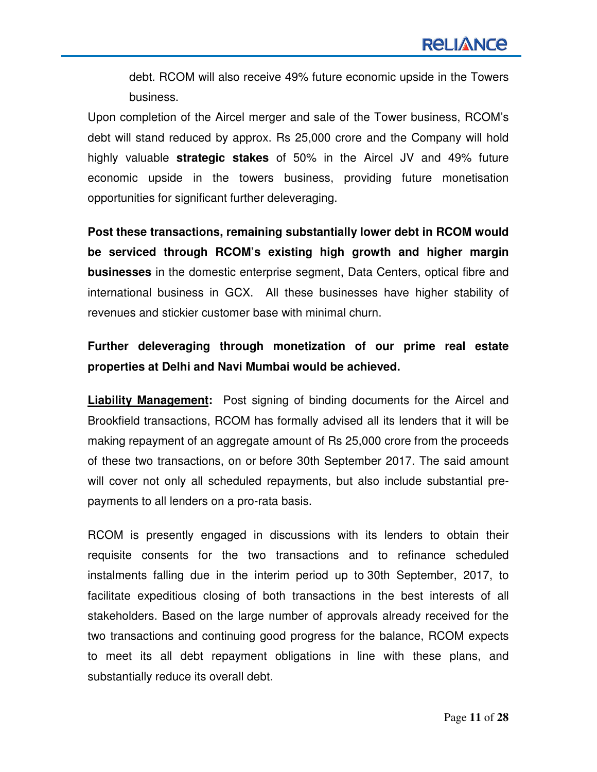debt. RCOM will also receive 49% future economic upside in the Towers business.

Upon completion of the Aircel merger and sale of the Tower business, RCOM's debt will stand reduced by approx. Rs 25,000 crore and the Company will hold highly valuable **strategic stakes** of 50% in the Aircel JV and 49% future economic upside in the towers business, providing future monetisation opportunities for significant further deleveraging.

**Post these transactions, remaining substantially lower debt in RCOM would be serviced through RCOM's existing high growth and higher margin businesses** in the domestic enterprise segment, Data Centers, optical fibre and international business in GCX. All these businesses have higher stability of revenues and stickier customer base with minimal churn.

**Further deleveraging through monetization of our prime real estate properties at Delhi and Navi Mumbai would be achieved.**

**Liability Management:** Post signing of binding documents for the Aircel and Brookfield transactions, RCOM has formally advised all its lenders that it will be making repayment of an aggregate amount of Rs 25,000 crore from the proceeds of these two transactions, on or before 30th September 2017. The said amount will cover not only all scheduled repayments, but also include substantial pre-payments to all lenders on a pro-rata basis.

RCOM is presently engaged in discussions with its lenders to obtain their requisite consents for the two transactions and to refinance scheduled instalments falling due in the interim period up to 30th September, 2017, to facilitate expeditious closing of both transactions in the best interests of all stakeholders. Based on the large number of approvals already received for the two transactions and continuing good progress for the balance, RCOM expects to meet its all debt repayment obligations in line with these plans, and substantially reduce its overall debt.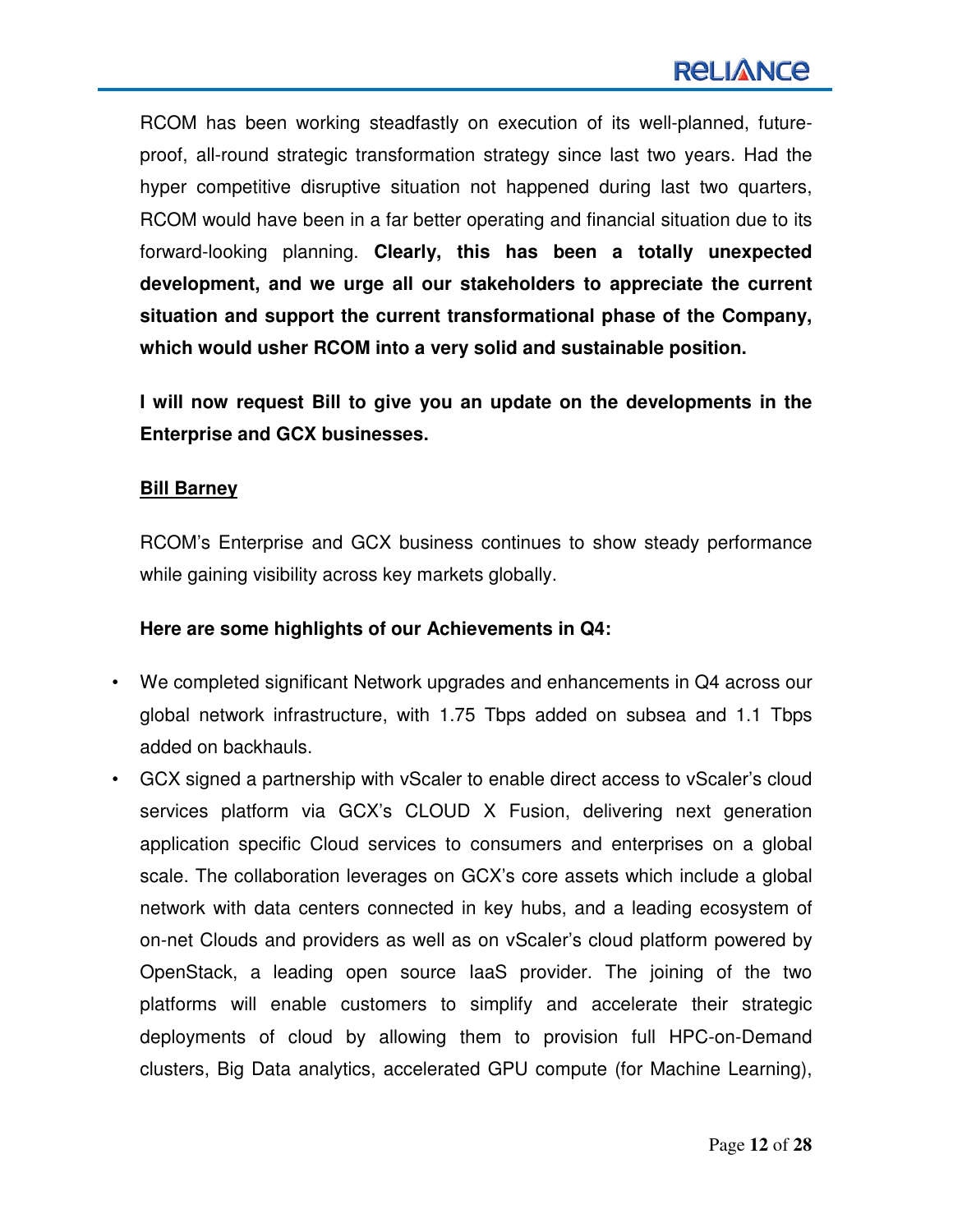RCOM has been working steadfastly on execution of its well-planned, future-proof, all-round strategic transformation strategy since last two years. Had the hyper competitive disruptive situation not happened during last two quarters, RCOM would have been in a far better operating and financial situation due to its forward-looking planning. **Clearly, this has been a totally unexpected development, and we urge all our stakeholders to appreciate the current situation and support the current transformational phase of the Company, which would usher RCOM into a very solid and sustainable position.**

**I will now request Bill to give you an update on the developments in the Enterprise and GCX businesses.**

**Bill Barney**

RCOM's Enterprise and GCX business continues to show steady performance while gaining visibility across key markets globally.

**Here are some highlights of our Achievements in Q4:**

- We completed significant Network upgrades and enhancements in Q4 across our global network infrastructure, with 1.75 Tbps added on subsea and 1.1 Tbps added on backhauls.
- GCX signed a partnership with vScaler to enable direct access to vScaler's cloud services platform via GCX's CLOUD X Fusion, delivering next generation application specific Cloud services to consumers and enterprises on a global scale. The collaboration leverages on GCX's core assets which include a global network with data centers connected in key hubs, and a leading ecosystem of on-net Clouds and providers as well as on vScaler's cloud platform powered by OpenStack, a leading open source IaaS provider. The joining of the two platforms will enable customers to simplify and accelerate their strategic deployments of cloud by allowing them to provision full HPC-on-Demand clusters, Big Data analytics, accelerated GPU compute (for Machine Learning),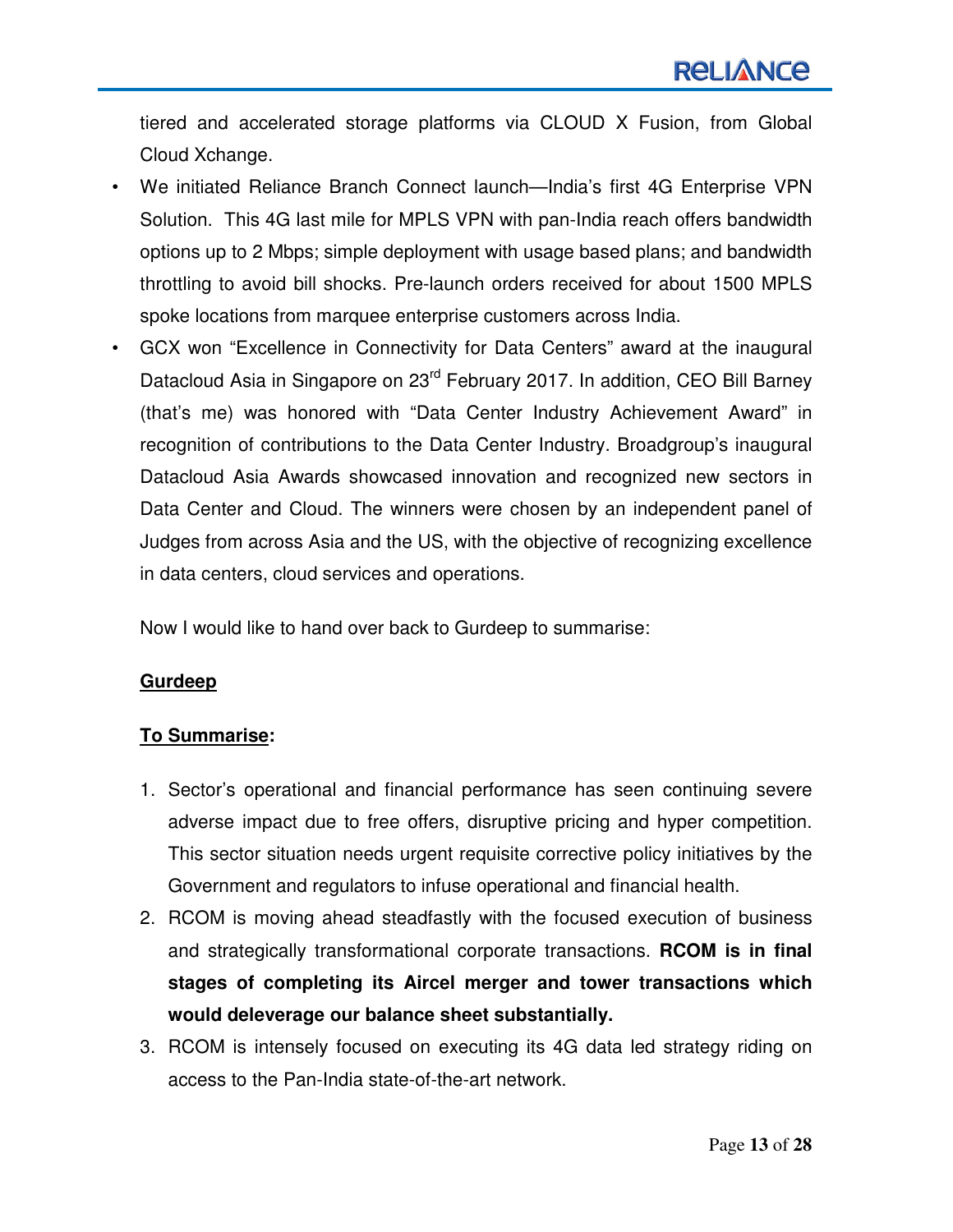tiered and accelerated storage platforms via CLOUD X Fusion, from Global Cloud Xchange.

- We initiated Reliance Branch Connect launch—India's first 4G Enterprise VPN Solution. This 4G last mile for MPLS VPN with pan-India reach offers bandwidth options up to 2 Mbps; simple deployment with usage based plans; and bandwidth throttling to avoid bill shocks. Pre-launch orders received for about 1500 MPLS spoke locations from marquee enterprise customers across India.
- GCX won "Excellence in Connectivity for Data Centers" award at the inaugural Datacloud Asia in Singapore on 23rd February 2017. In addition, CEO Bill Barney (that's me) was honored with "Data Center Industry Achievement Award" in recognition of contributions to the Data Center Industry. Broadgroup's inaugural Datacloud Asia Awards showcased innovation and recognized new sectors in Data Center and Cloud. The winners were chosen by an independent panel of Judges from across Asia and the US, with the objective of recognizing excellence in data centers, cloud services and operations.

Now I would like to hand over back to Gurdeep to summarise:

**Gurdeep**

**To Summarise:**

1. Sector's operational and financial performance has seen continuing severe adverse impact due to free offers, disruptive pricing and hyper competition. This sector situation needs urgent requisite corrective policy initiatives by the Government and regulators to infuse operational and financial health.
2. RCOM is moving ahead steadfastly with the focused execution of business and strategically transformational corporate transactions. **RCOM is in final stages of completing its Aircel merger and tower transactions which would deleverage our balance sheet substantially.**
3. RCOM is intensely focused on executing its 4G data led strategy riding on access to the Pan-India state-of-the-art network.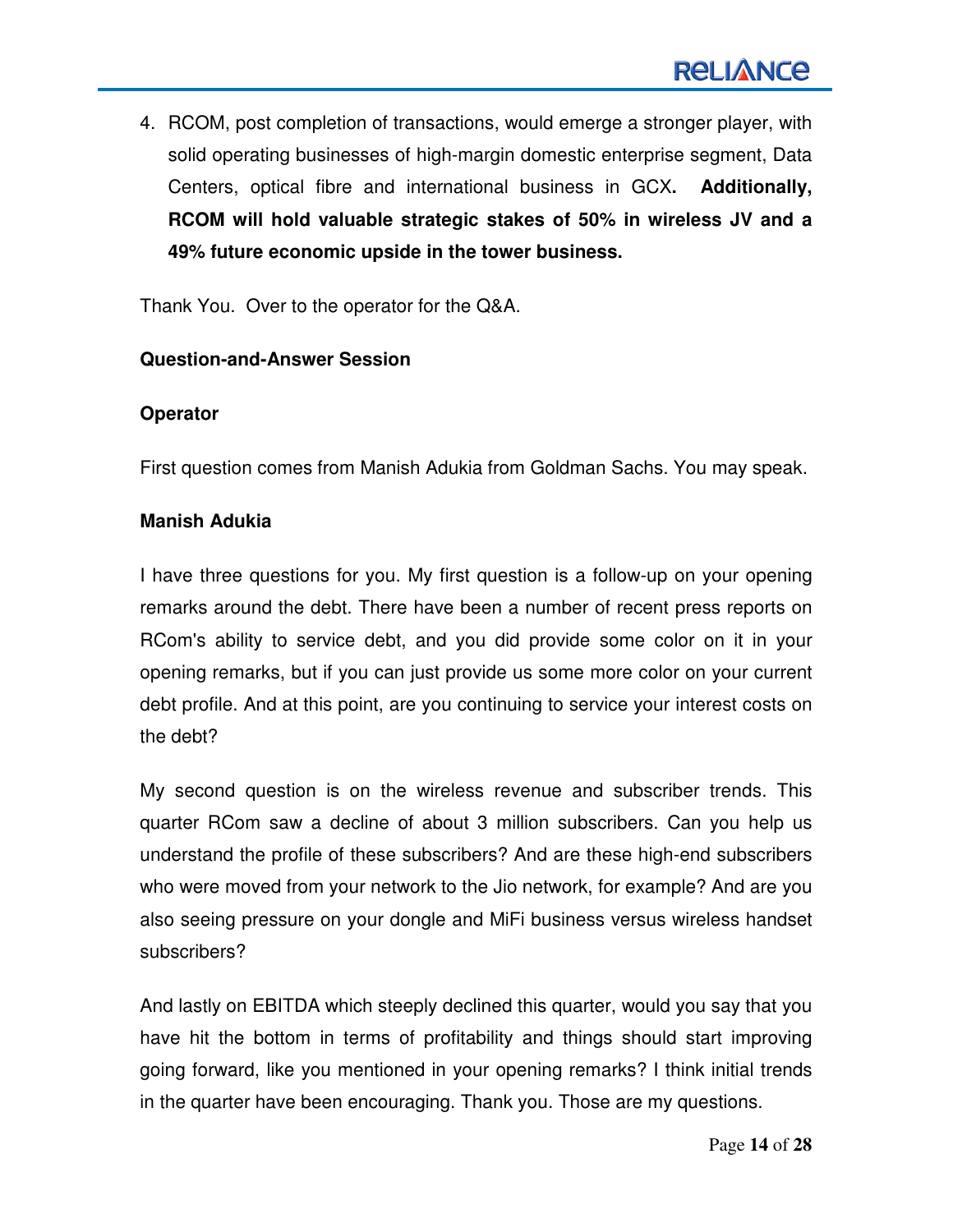4. RCOM, post completion of transactions, would emerge a stronger player, with solid operating businesses of high-margin domestic enterprise segment, Data Centers, optical fibre and international business in GCX**. Additionally, RCOM will hold valuable strategic stakes of 50% in wireless JV and a 49% future economic upside in the tower business.**

Thank You. Over to the operator for the Q&A.

**Question-and-Answer Session**

**Operator**

First question comes from Manish Adukia from Goldman Sachs. You may speak.

**Manish Adukia**

I have three questions for you. My first question is a follow-up on your opening remarks around the debt. There have been a number of recent press reports on RCom's ability to service debt, and you did provide some color on it in your opening remarks, but if you can just provide us some more color on your current debt profile. And at this point, are you continuing to service your interest costs on the debt?

My second question is on the wireless revenue and subscriber trends. This quarter RCom saw a decline of about 3 million subscribers. Can you help us understand the profile of these subscribers? And are these high-end subscribers who were moved from your network to the Jio network, for example? And are you also seeing pressure on your dongle and MiFi business versus wireless handset subscribers?

And lastly on EBITDA which steeply declined this quarter, would you say that you have hit the bottom in terms of profitability and things should start improving going forward, like you mentioned in your opening remarks? I think initial trends in the quarter have been encouraging. Thank you. Those are my questions.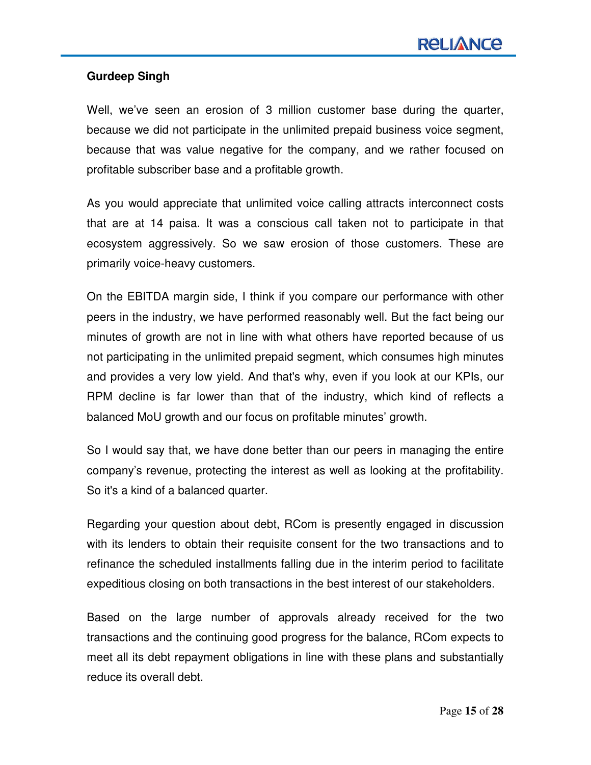**Gurdeep Singh**

Well, we've seen an erosion of 3 million customer base during the quarter, because we did not participate in the unlimited prepaid business voice segment, because that was value negative for the company, and we rather focused on profitable subscriber base and a profitable growth.

As you would appreciate that unlimited voice calling attracts interconnect costs that are at 14 paisa. It was a conscious call taken not to participate in that ecosystem aggressively. So we saw erosion of those customers. These are primarily voice-heavy customers.

On the EBITDA margin side, I think if you compare our performance with other peers in the industry, we have performed reasonably well. But the fact being our minutes of growth are not in line with what others have reported because of us not participating in the unlimited prepaid segment, which consumes high minutes and provides a very low yield. And that's why, even if you look at our KPIs, our RPM decline is far lower than that of the industry, which kind of reflects a balanced MoU growth and our focus on profitable minutes' growth.

So I would say that, we have done better than our peers in managing the entire company's revenue, protecting the interest as well as looking at the profitability. So it's a kind of a balanced quarter.

Regarding your question about debt, RCom is presently engaged in discussion with its lenders to obtain their requisite consent for the two transactions and to refinance the scheduled installments falling due in the interim period to facilitate expeditious closing on both transactions in the best interest of our stakeholders.

Based on the large number of approvals already received for the two transactions and the continuing good progress for the balance, RCom expects to meet all its debt repayment obligations in line with these plans and substantially reduce its overall debt.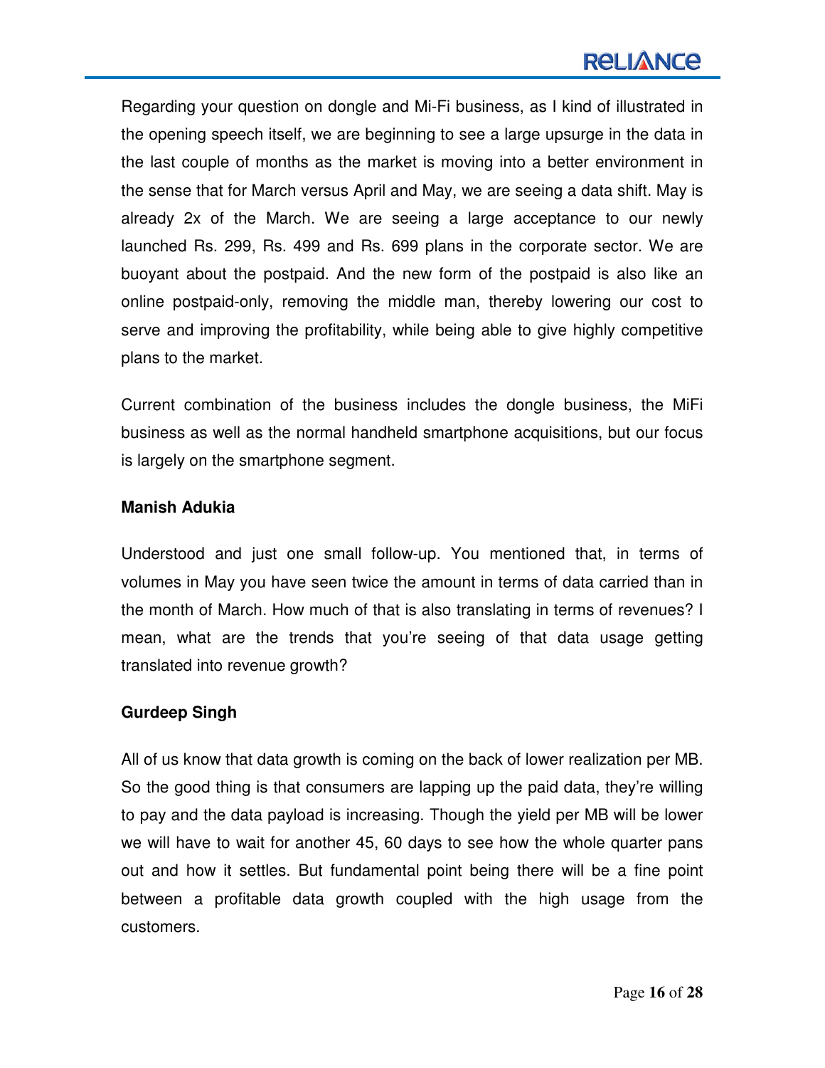Regarding your question on dongle and Mi-Fi business, as I kind of illustrated in the opening speech itself, we are beginning to see a large upsurge in the data in the last couple of months as the market is moving into a better environment in the sense that for March versus April and May, we are seeing a data shift. May is already 2x of the March. We are seeing a large acceptance to our newly launched Rs. 299, Rs. 499 and Rs. 699 plans in the corporate sector. We are buoyant about the postpaid. And the new form of the postpaid is also like an online postpaid-only, removing the middle man, thereby lowering our cost to serve and improving the profitability, while being able to give highly competitive plans to the market.

Current combination of the business includes the dongle business, the MiFi business as well as the normal handheld smartphone acquisitions, but our focus is largely on the smartphone segment.

**Manish Adukia**

Understood and just one small follow-up. You mentioned that, in terms of volumes in May you have seen twice the amount in terms of data carried than in the month of March. How much of that is also translating in terms of revenues? I mean, what are the trends that you're seeing of that data usage getting translated into revenue growth?

**Gurdeep Singh**

All of us know that data growth is coming on the back of lower realization per MB. So the good thing is that consumers are lapping up the paid data, they're willing to pay and the data payload is increasing. Though the yield per MB will be lower we will have to wait for another 45, 60 days to see how the whole quarter pans out and how it settles. But fundamental point being there will be a fine point between a profitable data growth coupled with the high usage from the customers.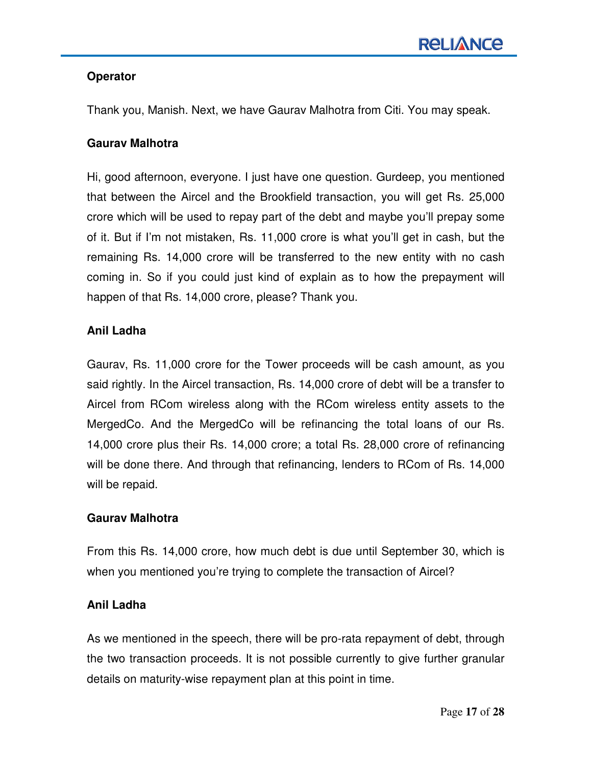**Operator**

Thank you, Manish. Next, we have Gaurav Malhotra from Citi. You may speak.

**Gaurav Malhotra**

Hi, good afternoon, everyone. I just have one question. Gurdeep, you mentioned that between the Aircel and the Brookfield transaction, you will get Rs. 25,000 crore which will be used to repay part of the debt and maybe you'll prepay some of it. But if I'm not mistaken, Rs. 11,000 crore is what you'll get in cash, but the remaining Rs. 14,000 crore will be transferred to the new entity with no cash coming in. So if you could just kind of explain as to how the prepayment will happen of that Rs. 14,000 crore, please? Thank you.

**Anil Ladha**

Gaurav, Rs. 11,000 crore for the Tower proceeds will be cash amount, as you said rightly. In the Aircel transaction, Rs. 14,000 crore of debt will be a transfer to Aircel from RCom wireless along with the RCom wireless entity assets to the MergedCo. And the MergedCo will be refinancing the total loans of our Rs. 14,000 crore plus their Rs. 14,000 crore; a total Rs. 28,000 crore of refinancing will be done there. And through that refinancing, lenders to RCom of Rs. 14,000 will be repaid.

**Gaurav Malhotra**

From this Rs. 14,000 crore, how much debt is due until September 30, which is when you mentioned you're trying to complete the transaction of Aircel?

**Anil Ladha**

As we mentioned in the speech, there will be pro-rata repayment of debt, through the two transaction proceeds. It is not possible currently to give further granular details on maturity-wise repayment plan at this point in time.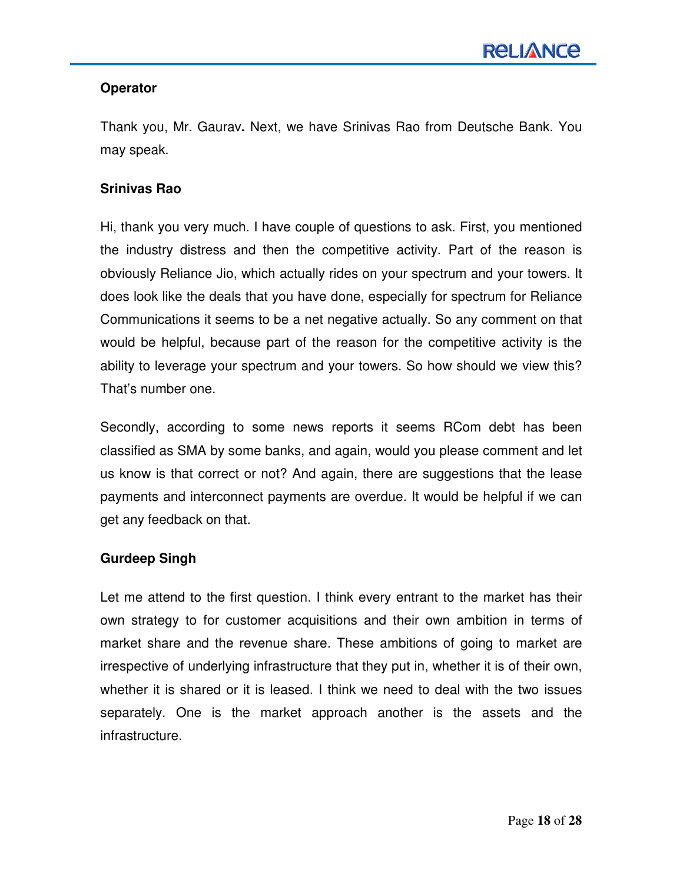**Operator**

Thank you, Mr. Gaurav**.** Next, we have Srinivas Rao from Deutsche Bank. You may speak.

**Srinivas Rao**

Hi, thank you very much. I have couple of questions to ask. First, you mentioned the industry distress and then the competitive activity. Part of the reason is obviously Reliance Jio, which actually rides on your spectrum and your towers. It does look like the deals that you have done, especially for spectrum for Reliance Communications it seems to be a net negative actually. So any comment on that would be helpful, because part of the reason for the competitive activity is the ability to leverage your spectrum and your towers. So how should we view this? That's number one.

Secondly, according to some news reports it seems RCom debt has been classified as SMA by some banks, and again, would you please comment and let us know is that correct or not? And again, there are suggestions that the lease payments and interconnect payments are overdue. It would be helpful if we can get any feedback on that.

**Gurdeep Singh**

Let me attend to the first question. I think every entrant to the market has their own strategy to for customer acquisitions and their own ambition in terms of market share and the revenue share. These ambitions of going to market are irrespective of underlying infrastructure that they put in, whether it is of their own, whether it is shared or it is leased. I think we need to deal with the two issues separately. One is the market approach another is the assets and the infrastructure.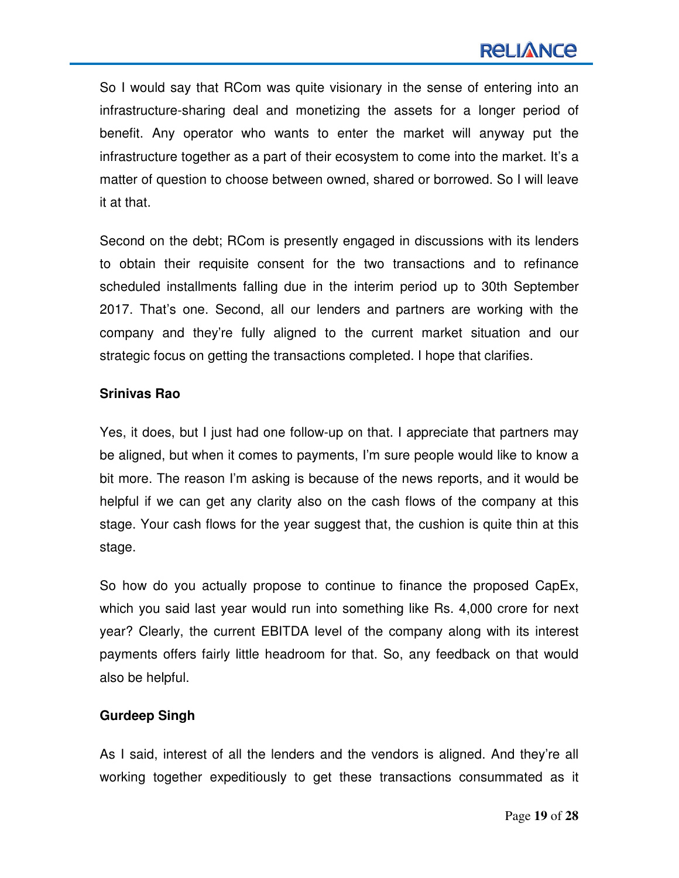So I would say that RCom was quite visionary in the sense of entering into an infrastructure-sharing deal and monetizing the assets for a longer period of benefit. Any operator who wants to enter the market will anyway put the infrastructure together as a part of their ecosystem to come into the market. It's a matter of question to choose between owned, shared or borrowed. So I will leave it at that.

Second on the debt; RCom is presently engaged in discussions with its lenders to obtain their requisite consent for the two transactions and to refinance scheduled installments falling due in the interim period up to 30th September 2017. That's one. Second, all our lenders and partners are working with the company and they're fully aligned to the current market situation and our strategic focus on getting the transactions completed. I hope that clarifies.

**Srinivas Rao**

Yes, it does, but I just had one follow-up on that. I appreciate that partners may be aligned, but when it comes to payments, I'm sure people would like to know a bit more. The reason I'm asking is because of the news reports, and it would be helpful if we can get any clarity also on the cash flows of the company at this stage. Your cash flows for the year suggest that, the cushion is quite thin at this stage.

So how do you actually propose to continue to finance the proposed CapEx, which you said last year would run into something like Rs. 4,000 crore for next year? Clearly, the current EBITDA level of the company along with its interest payments offers fairly little headroom for that. So, any feedback on that would also be helpful.

**Gurdeep Singh**

As I said, interest of all the lenders and the vendors is aligned. And they're all working together expeditiously to get these transactions consummated as it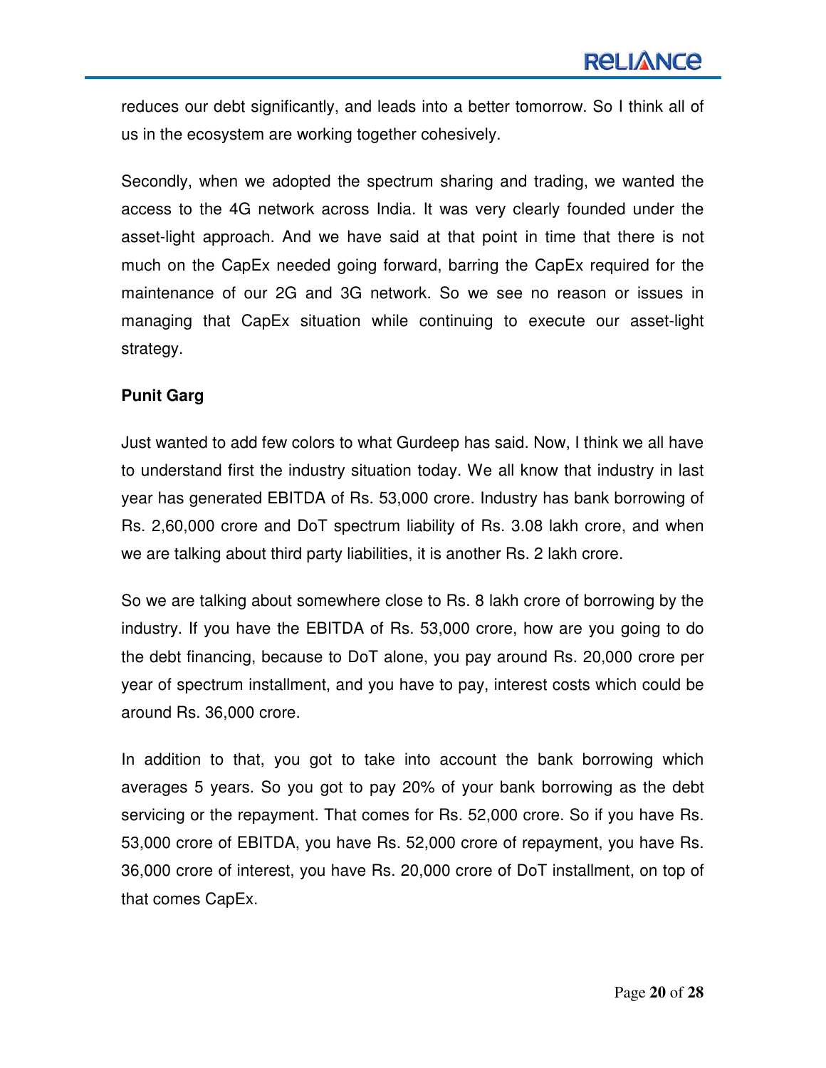reduces our debt significantly, and leads into a better tomorrow. So I think all of us in the ecosystem are working together cohesively.

Secondly, when we adopted the spectrum sharing and trading, we wanted the access to the 4G network across India. It was very clearly founded under the asset-light approach. And we have said at that point in time that there is not much on the CapEx needed going forward, barring the CapEx required for the maintenance of our 2G and 3G network. So we see no reason or issues in managing that CapEx situation while continuing to execute our asset-light strategy.

**Punit Garg**

Just wanted to add few colors to what Gurdeep has said. Now, I think we all have to understand first the industry situation today. We all know that industry in last year has generated EBITDA of Rs. 53,000 crore. Industry has bank borrowing of Rs. 2,60,000 crore and DoT spectrum liability of Rs. 3.08 lakh crore, and when we are talking about third party liabilities, it is another Rs. 2 lakh crore.

So we are talking about somewhere close to Rs. 8 lakh crore of borrowing by the industry. If you have the EBITDA of Rs. 53,000 crore, how are you going to do the debt financing, because to DoT alone, you pay around Rs. 20,000 crore per year of spectrum installment, and you have to pay, interest costs which could be around Rs. 36,000 crore.

In addition to that, you got to take into account the bank borrowing which averages 5 years. So you got to pay 20% of your bank borrowing as the debt servicing or the repayment. That comes for Rs. 52,000 crore. So if you have Rs. 53,000 crore of EBITDA, you have Rs. 52,000 crore of repayment, you have Rs. 36,000 crore of interest, you have Rs. 20,000 crore of DoT installment, on top of that comes CapEx.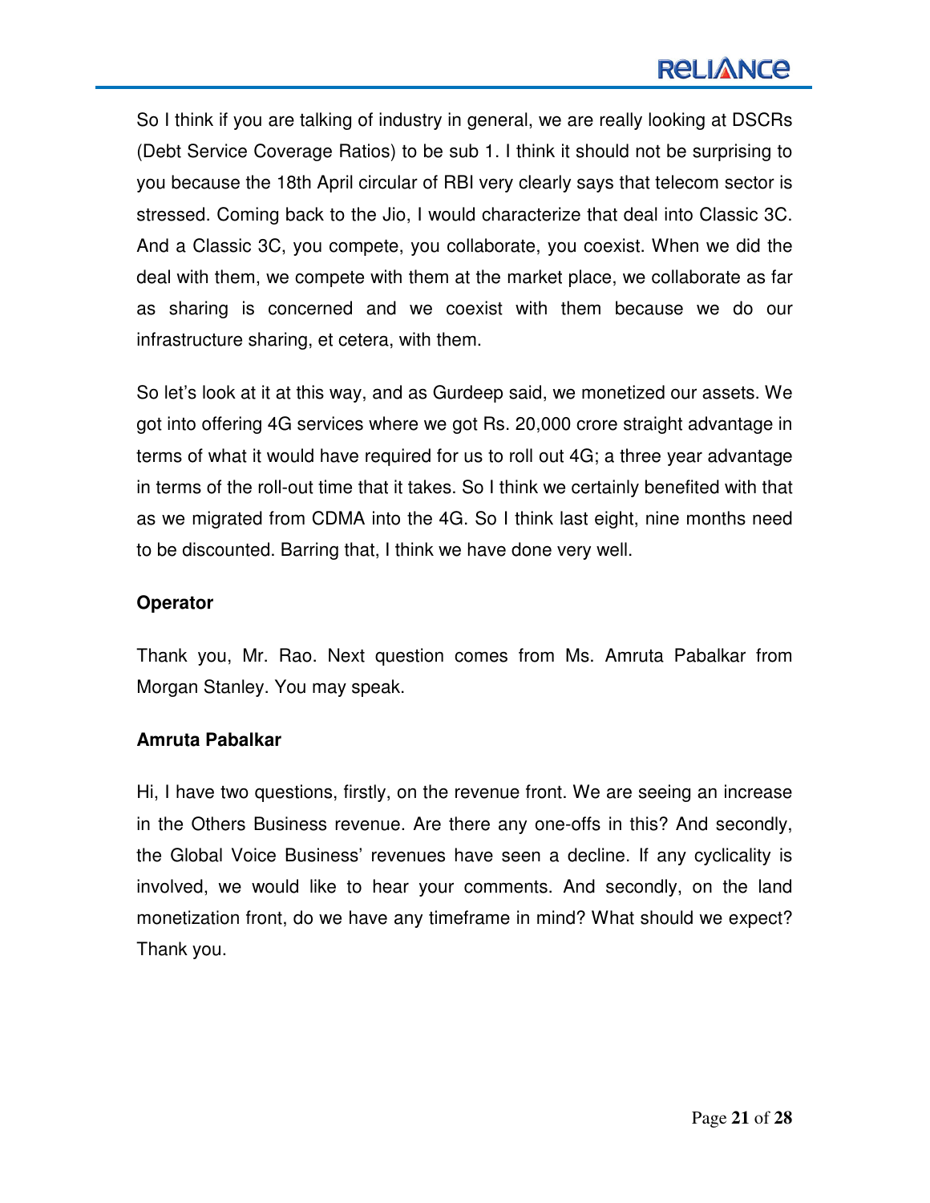So I think if you are talking of industry in general, we are really looking at DSCRs (Debt Service Coverage Ratios) to be sub 1. I think it should not be surprising to you because the 18th April circular of RBI very clearly says that telecom sector is stressed. Coming back to the Jio, I would characterize that deal into Classic 3C. And a Classic 3C, you compete, you collaborate, you coexist. When we did the deal with them, we compete with them at the market place, we collaborate as far as sharing is concerned and we coexist with them because we do our infrastructure sharing, et cetera, with them.

So let's look at it at this way, and as Gurdeep said, we monetized our assets. We got into offering 4G services where we got Rs. 20,000 crore straight advantage in terms of what it would have required for us to roll out 4G; a three year advantage in terms of the roll-out time that it takes. So I think we certainly benefited with that as we migrated from CDMA into the 4G. So I think last eight, nine months need to be discounted. Barring that, I think we have done very well.

**Operator**

Thank you, Mr. Rao. Next question comes from Ms. Amruta Pabalkar from Morgan Stanley. You may speak.

**Amruta Pabalkar**

Hi, I have two questions, firstly, on the revenue front. We are seeing an increase in the Others Business revenue. Are there any one-offs in this? And secondly, the Global Voice Business' revenues have seen a decline. If any cyclicality is involved, we would like to hear your comments. And secondly, on the land monetization front, do we have any timeframe in mind? What should we expect? Thank you.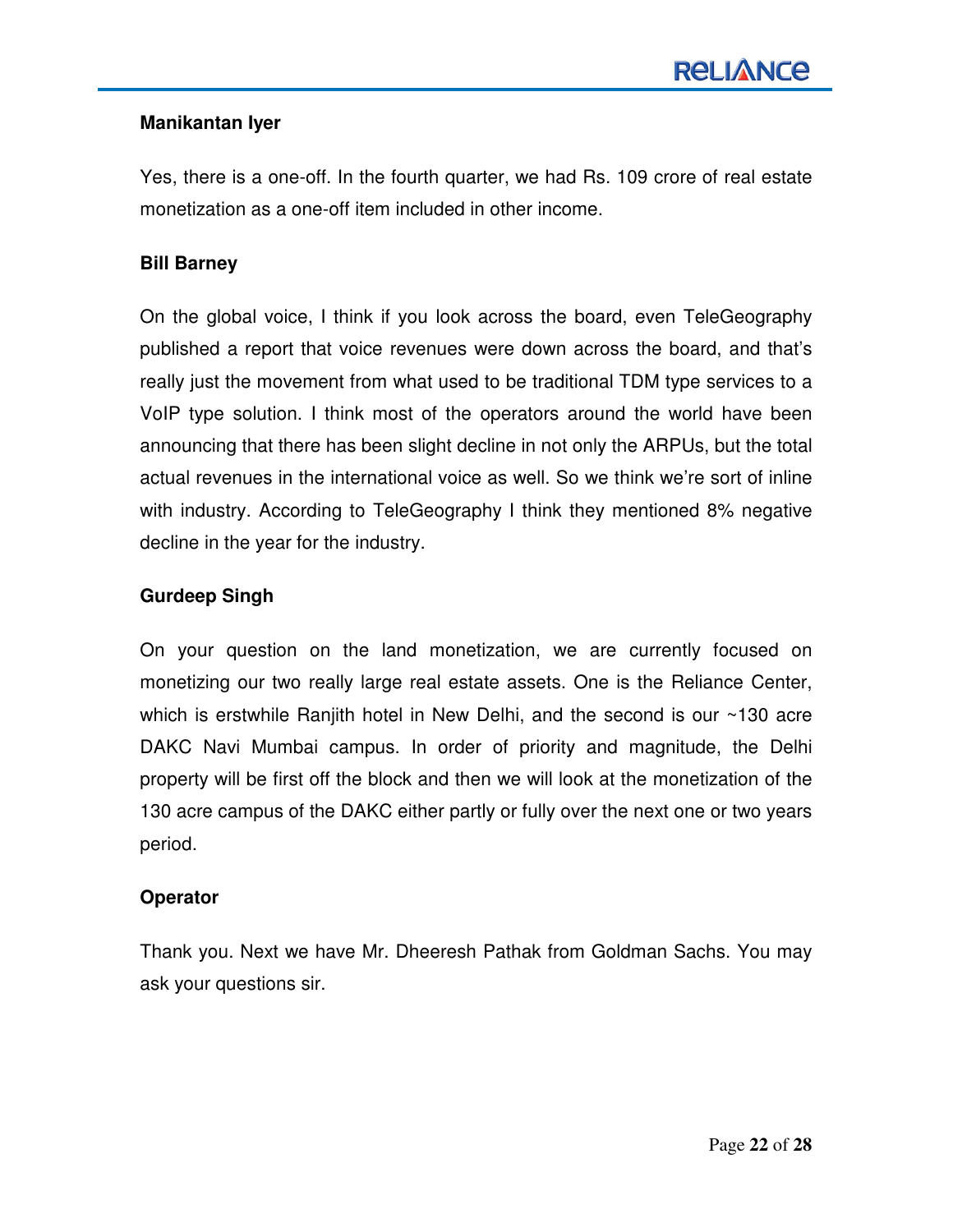**Manikantan Iyer**

Yes, there is a one-off. In the fourth quarter, we had Rs. 109 crore of real estate monetization as a one-off item included in other income.

**Bill Barney**

On the global voice, I think if you look across the board, even TeleGeography published a report that voice revenues were down across the board, and that's really just the movement from what used to be traditional TDM type services to a VoIP type solution. I think most of the operators around the world have been announcing that there has been slight decline in not only the ARPUs, but the total actual revenues in the international voice as well. So we think we're sort of inline with industry. According to TeleGeography I think they mentioned 8% negative decline in the year for the industry.

**Gurdeep Singh**

On your question on the land monetization, we are currently focused on monetizing our two really large real estate assets. One is the Reliance Center, which is erstwhile Ranjith hotel in New Delhi, and the second is our ~130 acre DAKC Navi Mumbai campus. In order of priority and magnitude, the Delhi property will be first off the block and then we will look at the monetization of the 130 acre campus of the DAKC either partly or fully over the next one or two years period.

**Operator**

Thank you. Next we have Mr. Dheeresh Pathak from Goldman Sachs. You may ask your questions sir.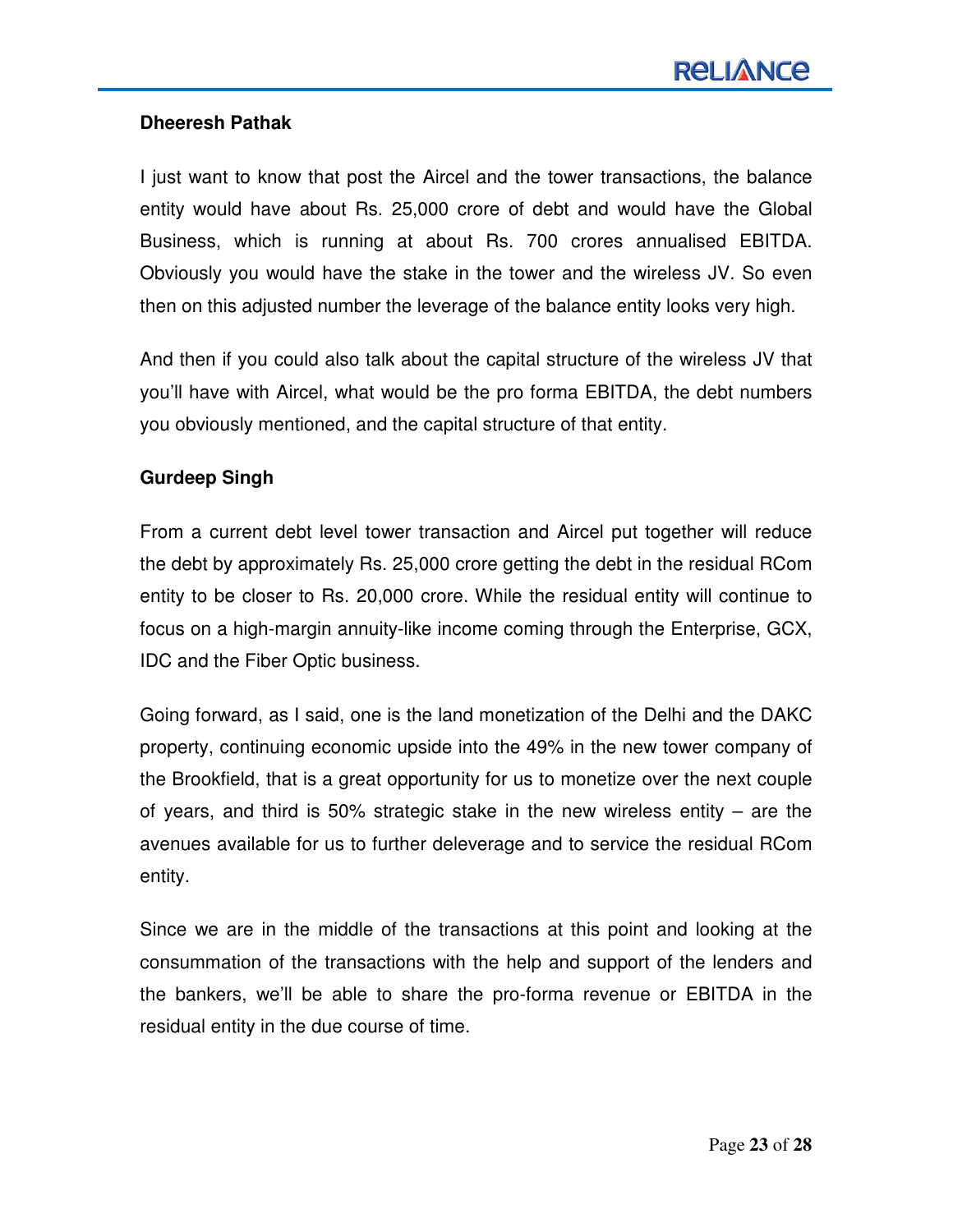**Dheeresh Pathak**

I just want to know that post the Aircel and the tower transactions, the balance entity would have about Rs. 25,000 crore of debt and would have the Global Business, which is running at about Rs. 700 crores annualised EBITDA. Obviously you would have the stake in the tower and the wireless JV. So even then on this adjusted number the leverage of the balance entity looks very high.

And then if you could also talk about the capital structure of the wireless JV that you'll have with Aircel, what would be the pro forma EBITDA, the debt numbers you obviously mentioned, and the capital structure of that entity.

**Gurdeep Singh**

From a current debt level tower transaction and Aircel put together will reduce the debt by approximately Rs. 25,000 crore getting the debt in the residual RCom entity to be closer to Rs. 20,000 crore. While the residual entity will continue to focus on a high-margin annuity-like income coming through the Enterprise, GCX, IDC and the Fiber Optic business.

Going forward, as I said, one is the land monetization of the Delhi and the DAKC property, continuing economic upside into the 49% in the new tower company of the Brookfield, that is a great opportunity for us to monetize over the next couple of years, and third is 50% strategic stake in the new wireless entity – are the avenues available for us to further deleverage and to service the residual RCom entity.

Since we are in the middle of the transactions at this point and looking at the consummation of the transactions with the help and support of the lenders and the bankers, we'll be able to share the pro-forma revenue or EBITDA in the residual entity in the due course of time.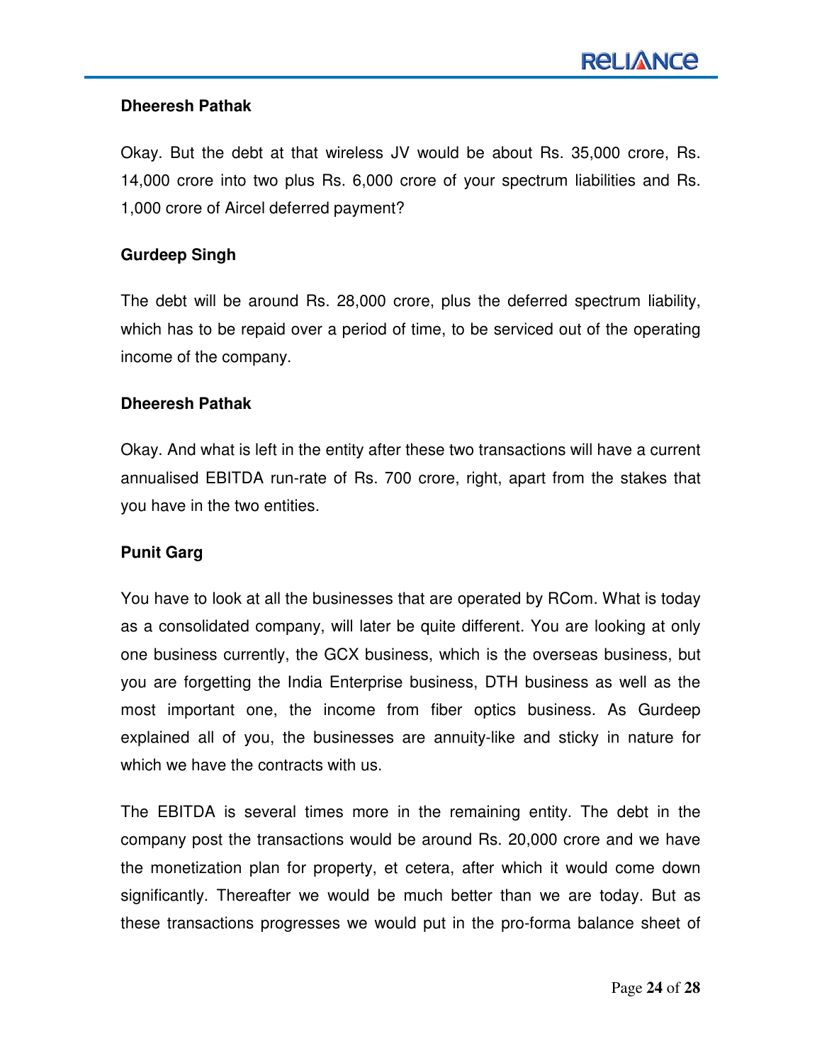**Dheeresh Pathak**

Okay. But the debt at that wireless JV would be about Rs. 35,000 crore, Rs. 14,000 crore into two plus Rs. 6,000 crore of your spectrum liabilities and Rs. 1,000 crore of Aircel deferred payment?

**Gurdeep Singh**

The debt will be around Rs. 28,000 crore, plus the deferred spectrum liability, which has to be repaid over a period of time, to be serviced out of the operating income of the company.

**Dheeresh Pathak**

Okay. And what is left in the entity after these two transactions will have a current annualised EBITDA run-rate of Rs. 700 crore, right, apart from the stakes that you have in the two entities.

**Punit Garg**

You have to look at all the businesses that are operated by RCom. What is today as a consolidated company, will later be quite different. You are looking at only one business currently, the GCX business, which is the overseas business, but you are forgetting the India Enterprise business, DTH business as well as the most important one, the income from fiber optics business. As Gurdeep explained all of you, the businesses are annuity-like and sticky in nature for which we have the contracts with us.

The EBITDA is several times more in the remaining entity. The debt in the company post the transactions would be around Rs. 20,000 crore and we have the monetization plan for property, et cetera, after which it would come down significantly. Thereafter we would be much better than we are today. But as these transactions progresses we would put in the pro-forma balance sheet of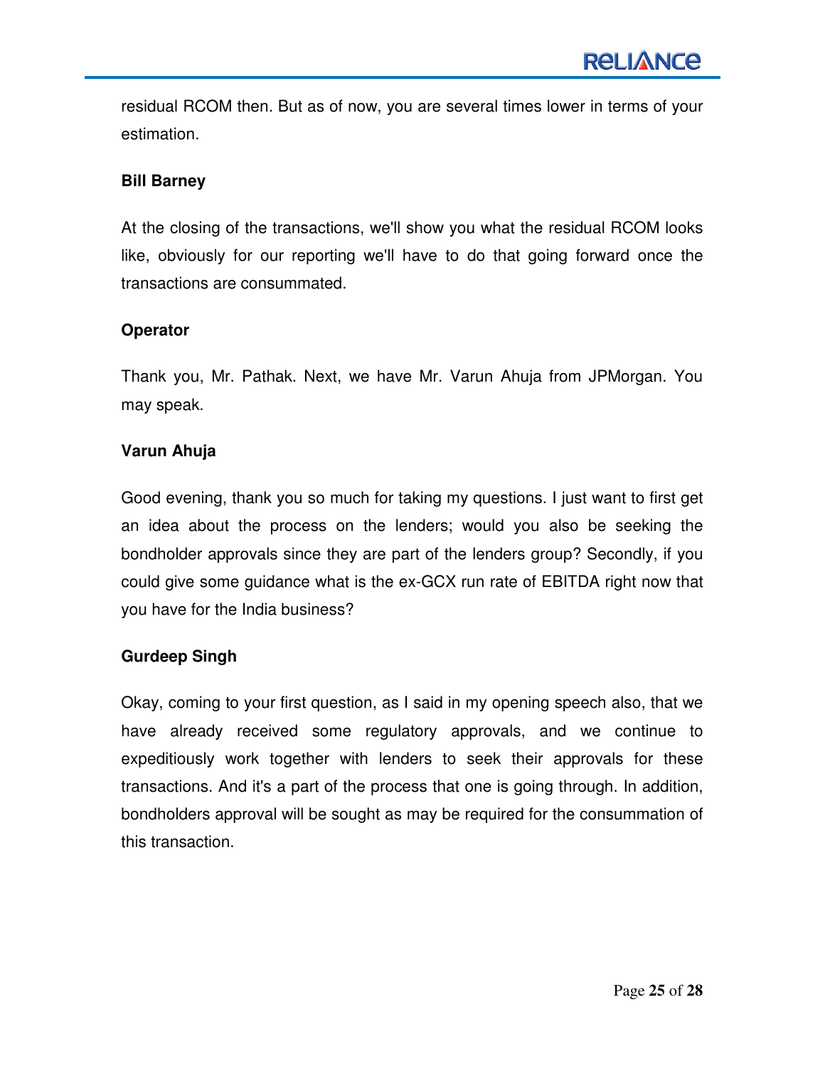residual RCOM then. But as of now, you are several times lower in terms of your estimation.

**Bill Barney**

At the closing of the transactions, we'll show you what the residual RCOM looks like, obviously for our reporting we'll have to do that going forward once the transactions are consummated.

**Operator**

Thank you, Mr. Pathak. Next, we have Mr. Varun Ahuja from JPMorgan. You may speak.

**Varun Ahuja**

Good evening, thank you so much for taking my questions. I just want to first get an idea about the process on the lenders; would you also be seeking the bondholder approvals since they are part of the lenders group? Secondly, if you could give some guidance what is the ex-GCX run rate of EBITDA right now that you have for the India business?

**Gurdeep Singh**

Okay, coming to your first question, as I said in my opening speech also, that we have already received some regulatory approvals, and we continue to expeditiously work together with lenders to seek their approvals for these transactions. And it's a part of the process that one is going through. In addition, bondholders approval will be sought as may be required for the consummation of this transaction.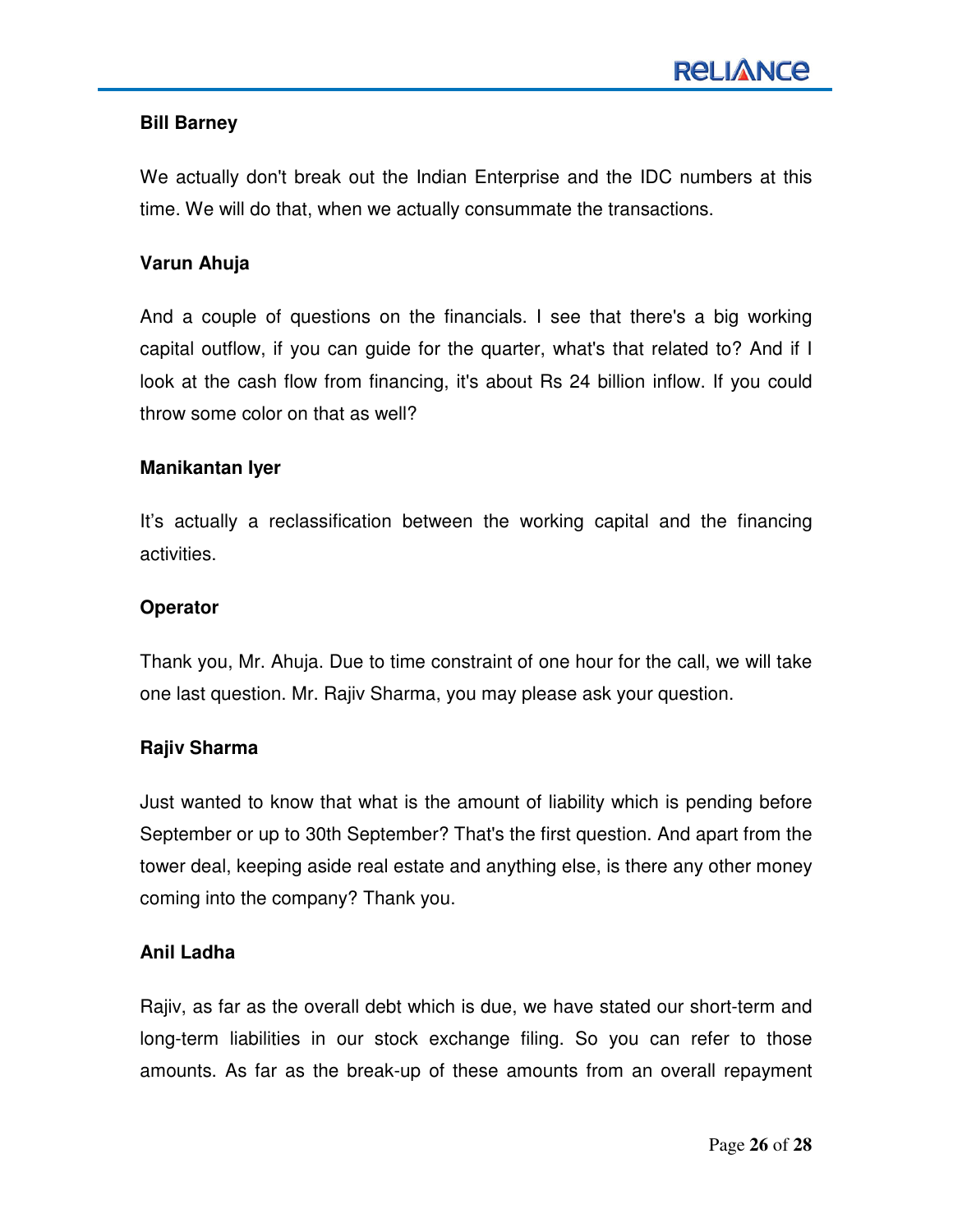**Bill Barney**

We actually don't break out the Indian Enterprise and the IDC numbers at this time. We will do that, when we actually consummate the transactions.

**Varun Ahuja**

And a couple of questions on the financials. I see that there's a big working capital outflow, if you can guide for the quarter, what's that related to? And if I look at the cash flow from financing, it's about Rs 24 billion inflow. If you could throw some color on that as well?

**Manikantan Iyer**

It's actually a reclassification between the working capital and the financing activities.

**Operator**

Thank you, Mr. Ahuja. Due to time constraint of one hour for the call, we will take one last question. Mr. Rajiv Sharma, you may please ask your question.

**Rajiv Sharma**

Just wanted to know that what is the amount of liability which is pending before September or up to 30th September? That's the first question. And apart from the tower deal, keeping aside real estate and anything else, is there any other money coming into the company? Thank you.

**Anil Ladha**

Rajiv, as far as the overall debt which is due, we have stated our short-term and long-term liabilities in our stock exchange filing. So you can refer to those amounts. As far as the break-up of these amounts from an overall repayment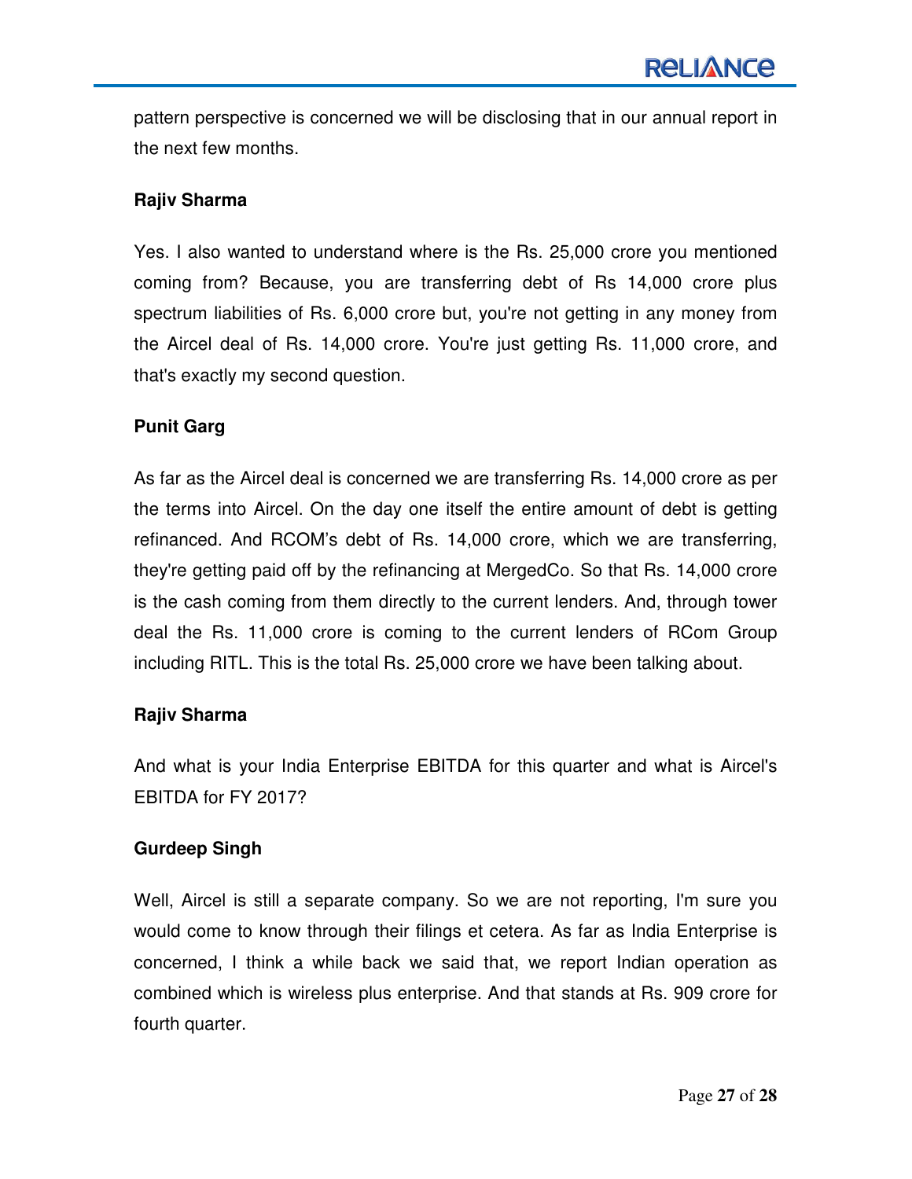pattern perspective is concerned we will be disclosing that in our annual report in the next few months.

**Rajiv Sharma**

Yes. I also wanted to understand where is the Rs. 25,000 crore you mentioned coming from? Because, you are transferring debt of Rs 14,000 crore plus spectrum liabilities of Rs. 6,000 crore but, you're not getting in any money from the Aircel deal of Rs. 14,000 crore. You're just getting Rs. 11,000 crore, and that's exactly my second question.

**Punit Garg**

As far as the Aircel deal is concerned we are transferring Rs. 14,000 crore as per the terms into Aircel. On the day one itself the entire amount of debt is getting refinanced. And RCOM's debt of Rs. 14,000 crore, which we are transferring, they're getting paid off by the refinancing at MergedCo. So that Rs. 14,000 crore is the cash coming from them directly to the current lenders. And, through tower deal the Rs. 11,000 crore is coming to the current lenders of RCom Group including RITL. This is the total Rs. 25,000 crore we have been talking about.

**Rajiv Sharma**

And what is your India Enterprise EBITDA for this quarter and what is Aircel's EBITDA for FY 2017?

**Gurdeep Singh**

Well, Aircel is still a separate company. So we are not reporting, I'm sure you would come to know through their filings et cetera. As far as India Enterprise is concerned, I think a while back we said that, we report Indian operation as combined which is wireless plus enterprise. And that stands at Rs. 909 crore for fourth quarter.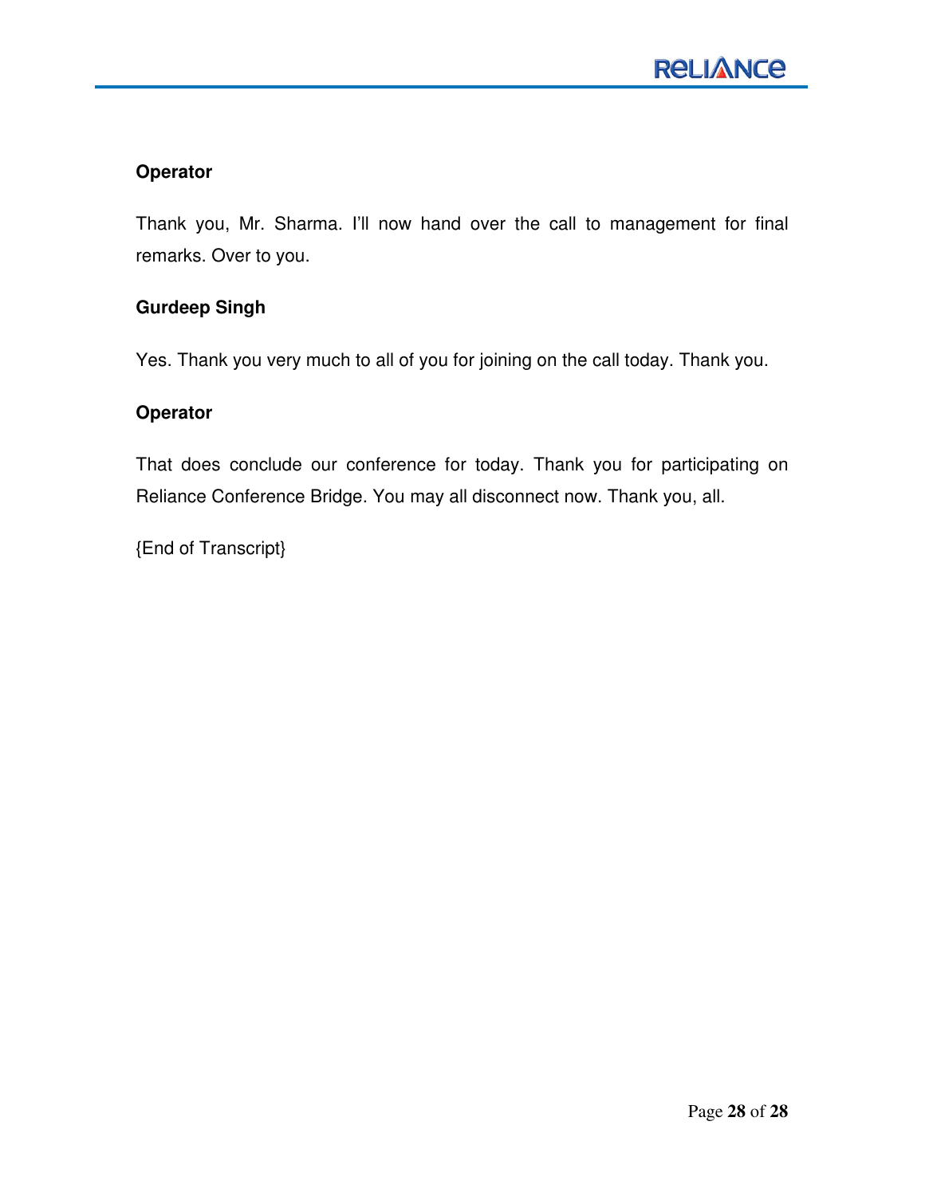**Operator**

Thank you, Mr. Sharma. I'll now hand over the call to management for final remarks. Over to you.

**Gurdeep Singh**

Yes. Thank you very much to all of you for joining on the call today. Thank you.

**Operator**

That does conclude our conference for today. Thank you for participating on Reliance Conference Bridge. You may all disconnect now. Thank you, all.

{End of Transcript}